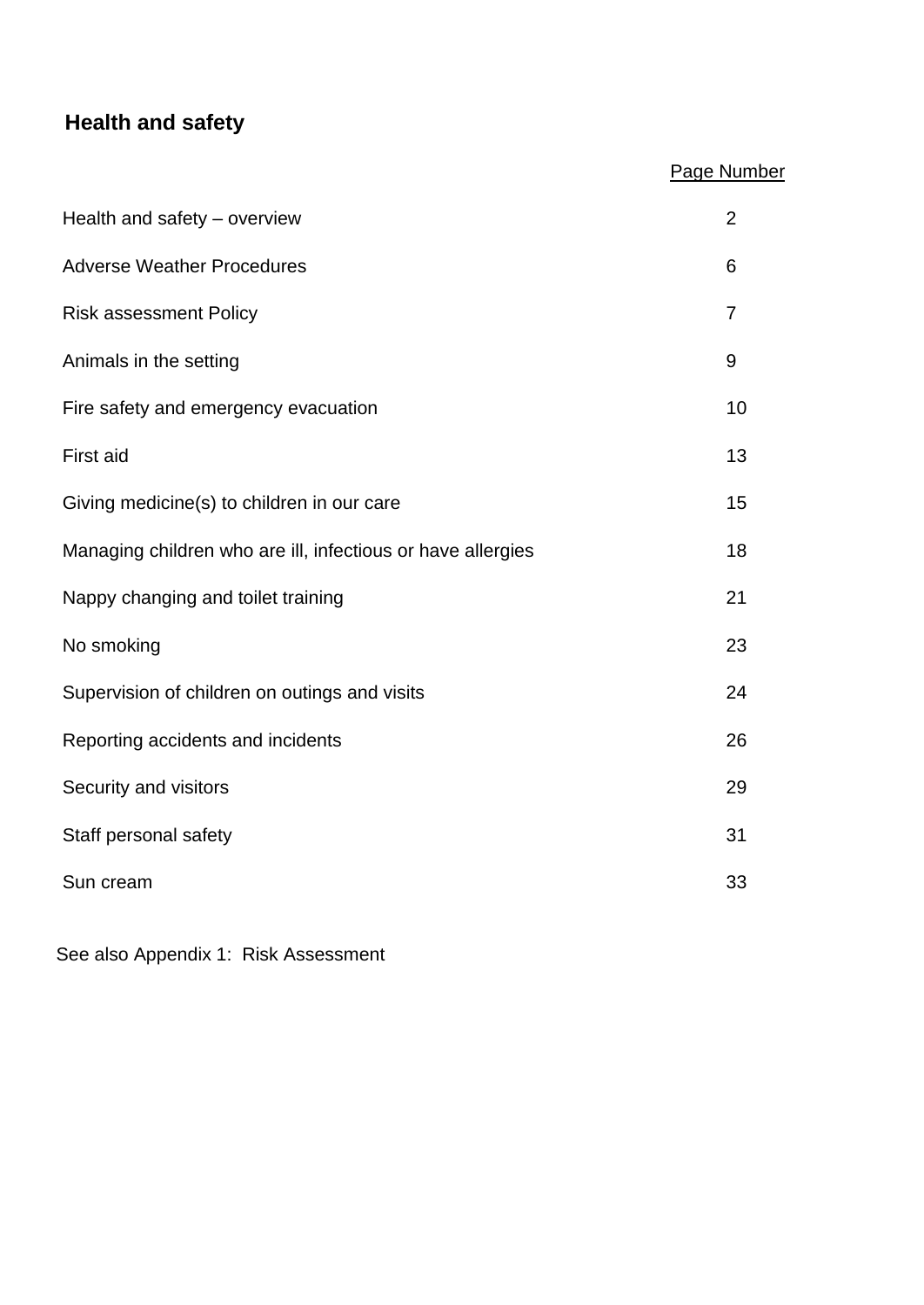## Health and safety

| | Page Number |
|---|---|
| Health and safety – overview | 2 |
| Adverse Weather Procedures | 6 |
| Risk assessment Policy | 7 |
| Animals in the setting | 9 |
| Fire safety and emergency evacuation | 10 |
| First aid | 13 |
| Giving medicine(s) to children in our care | 15 |
| Managing children who are ill, infectious or have allergies | 18 |
| Nappy changing and toilet training | 21 |
| No smoking | 23 |
| Supervision of children on outings and visits | 24 |
| Reporting accidents and incidents | 26 |
| Security and visitors | 29 |
| Staff personal safety | 31 |
| Sun cream | 33 |

See also Appendix 1: Risk Assessment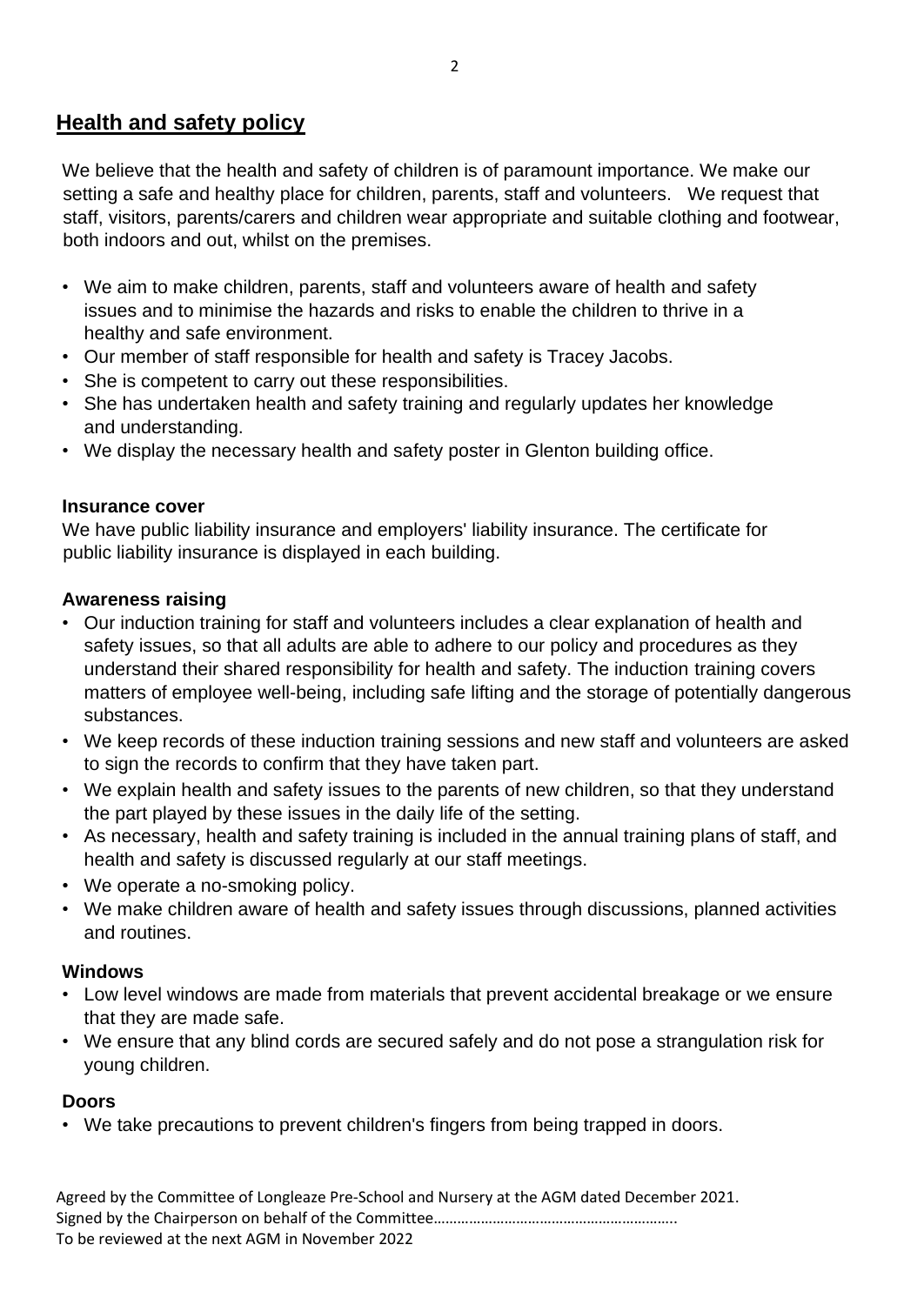## Health and safety policy

We believe that the health and safety of children is of paramount importance. We make our setting a safe and healthy place for children, parents, staff and volunteers. We request that staff, visitors, parents/carers and children wear appropriate and suitable clothing and footwear, both indoors and out, whilst on the premises.

- We aim to make children, parents, staff and volunteers aware of health and safety issues and to minimise the hazards and risks to enable the children to thrive in a healthy and safe environment.
- Our member of staff responsible for health and safety is Tracey Jacobs.
- She is competent to carry out these responsibilities.
- She has undertaken health and safety training and regularly updates her knowledge and understanding.
- We display the necessary health and safety poster in Glenton building office.

### Insurance cover

We have public liability insurance and employers' liability insurance. The certificate for public liability insurance is displayed in each building.

### Awareness raising

- Our induction training for staff and volunteers includes a clear explanation of health and safety issues, so that all adults are able to adhere to our policy and procedures as they understand their shared responsibility for health and safety. The induction training covers matters of employee well-being, including safe lifting and the storage of potentially dangerous substances.
- We keep records of these induction training sessions and new staff and volunteers are asked to sign the records to confirm that they have taken part.
- We explain health and safety issues to the parents of new children, so that they understand the part played by these issues in the daily life of the setting.
- As necessary, health and safety training is included in the annual training plans of staff, and health and safety is discussed regularly at our staff meetings.
- We operate a no-smoking policy.
- We make children aware of health and safety issues through discussions, planned activities and routines.

### Windows

- Low level windows are made from materials that prevent accidental breakage or we ensure that they are made safe.
- We ensure that any blind cords are secured safely and do not pose a strangulation risk for young children.

### Doors

- We take precautions to prevent children's fingers from being trapped in doors.

Agreed by the Committee of Longleaze Pre-School and Nursery at the AGM dated December 2021.
Signed by the Chairperson on behalf of the Committee…………………………………………………..
To be reviewed at the next AGM in November 2022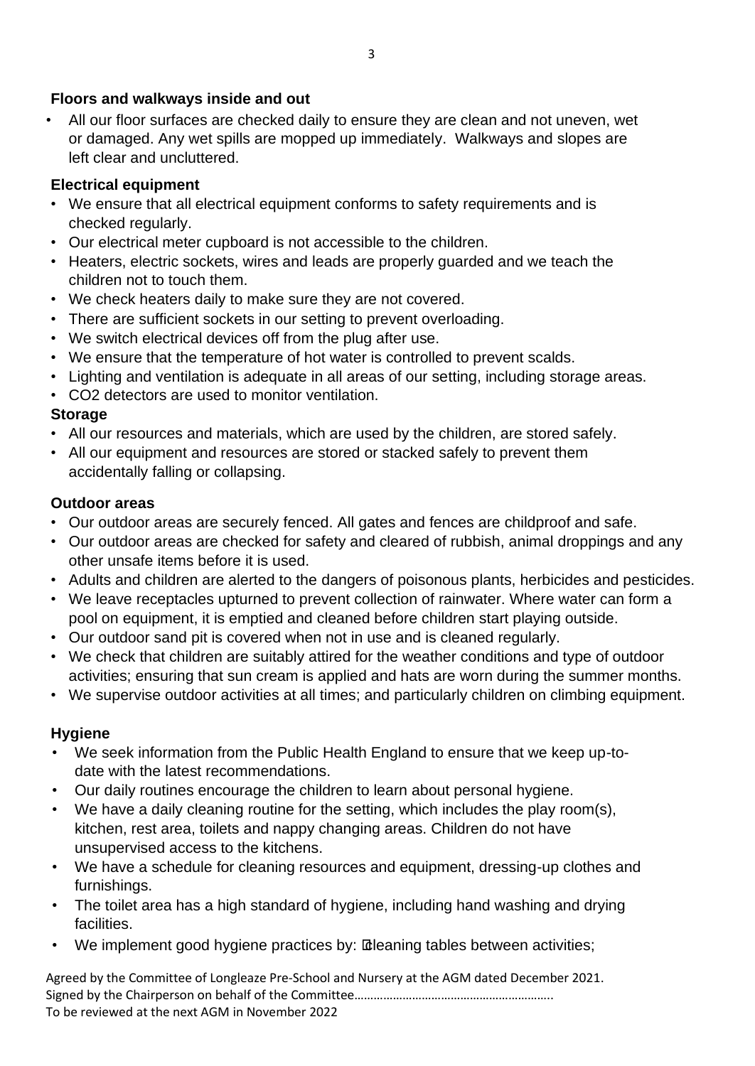### Floors and walkways inside and out

- All our floor surfaces are checked daily to ensure they are clean and not uneven, wet or damaged. Any wet spills are mopped up immediately. Walkways and slopes are left clear and uncluttered.

### Electrical equipment

- We ensure that all electrical equipment conforms to safety requirements and is checked regularly.
- Our electrical meter cupboard is not accessible to the children.
- Heaters, electric sockets, wires and leads are properly guarded and we teach the children not to touch them.
- We check heaters daily to make sure they are not covered.
- There are sufficient sockets in our setting to prevent overloading.
- We switch electrical devices off from the plug after use.
- We ensure that the temperature of hot water is controlled to prevent scalds.
- Lighting and ventilation is adequate in all areas of our setting, including storage areas.
- $CO_2$ detectors are used to monitor ventilation.

### Storage

- All our resources and materials, which are used by the children, are stored safely.
- All our equipment and resources are stored or stacked safely to prevent them accidentally falling or collapsing.

### Outdoor areas

- Our outdoor areas are securely fenced. All gates and fences are childproof and safe.
- Our outdoor areas are checked for safety and cleared of rubbish, animal droppings and any other unsafe items before it is used.
- Adults and children are alerted to the dangers of poisonous plants, herbicides and pesticides.
- We leave receptacles upturned to prevent collection of rainwater. Where water can form a pool on equipment, it is emptied and cleaned before children start playing outside.
- Our outdoor sand pit is covered when not in use and is cleaned regularly.
- We check that children are suitably attired for the weather conditions and type of outdoor activities; ensuring that sun cream is applied and hats are worn during the summer months.
- We supervise outdoor activities at all times; and particularly children on climbing equipment.

### Hygiene

- We seek information from the Public Health England to ensure that we keep up-to-date with the latest recommendations.
- Our daily routines encourage the children to learn about personal hygiene.
- We have a daily cleaning routine for the setting, which includes the play room(s), kitchen, rest area, toilets and nappy changing areas. Children do not have unsupervised access to the kitchens.
- We have a schedule for cleaning resources and equipment, dressing-up clothes and furnishings.
- The toilet area has a high standard of hygiene, including hand washing and drying facilities.
- We implement good hygiene practices by: cleaning tables between activities;

Agreed by the Committee of Longleaze Pre-School and Nursery at the AGM dated December 2021.
Signed by the Chairperson on behalf of the Committee……………………………………………………..
To be reviewed at the next AGM in November 2022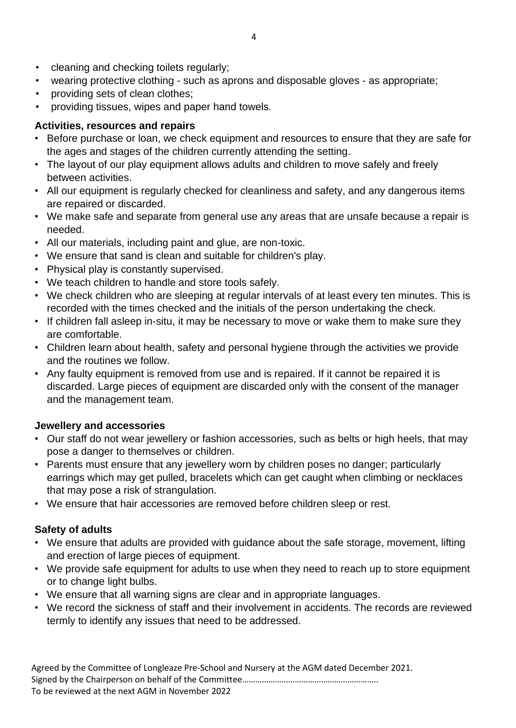- cleaning and checking toilets regularly;
- wearing protective clothing - such as aprons and disposable gloves - as appropriate;
- providing sets of clean clothes;
- providing tissues, wipes and paper hand towels.

### Activities, resources and repairs

- Before purchase or loan, we check equipment and resources to ensure that they are safe for the ages and stages of the children currently attending the setting.
- The layout of our play equipment allows adults and children to move safely and freely between activities.
- All our equipment is regularly checked for cleanliness and safety, and any dangerous items are repaired or discarded.
- We make safe and separate from general use any areas that are unsafe because a repair is needed.
- All our materials, including paint and glue, are non-toxic.
- We ensure that sand is clean and suitable for children's play.
- Physical play is constantly supervised.
- We teach children to handle and store tools safely.
- We check children who are sleeping at regular intervals of at least every ten minutes. This is recorded with the times checked and the initials of the person undertaking the check.
- If children fall asleep in-situ, it may be necessary to move or wake them to make sure they are comfortable.
- Children learn about health, safety and personal hygiene through the activities we provide and the routines we follow.
- Any faulty equipment is removed from use and is repaired. If it cannot be repaired it is discarded. Large pieces of equipment are discarded only with the consent of the manager and the management team.

### Jewellery and accessories

- Our staff do not wear jewellery or fashion accessories, such as belts or high heels, that may pose a danger to themselves or children.
- Parents must ensure that any jewellery worn by children poses no danger; particularly earrings which may get pulled, bracelets which can get caught when climbing or necklaces that may pose a risk of strangulation.
- We ensure that hair accessories are removed before children sleep or rest.

### Safety of adults

- We ensure that adults are provided with guidance about the safe storage, movement, lifting and erection of large pieces of equipment.
- We provide safe equipment for adults to use when they need to reach up to store equipment or to change light bulbs.
- We ensure that all warning signs are clear and in appropriate languages.
- We record the sickness of staff and their involvement in accidents. The records are reviewed termly to identify any issues that need to be addressed.

Agreed by the Committee of Longleaze Pre-School and Nursery at the AGM dated December 2021.
Signed by the Chairperson on behalf of the Committee……………………………………………………..
To be reviewed at the next AGM in November 2022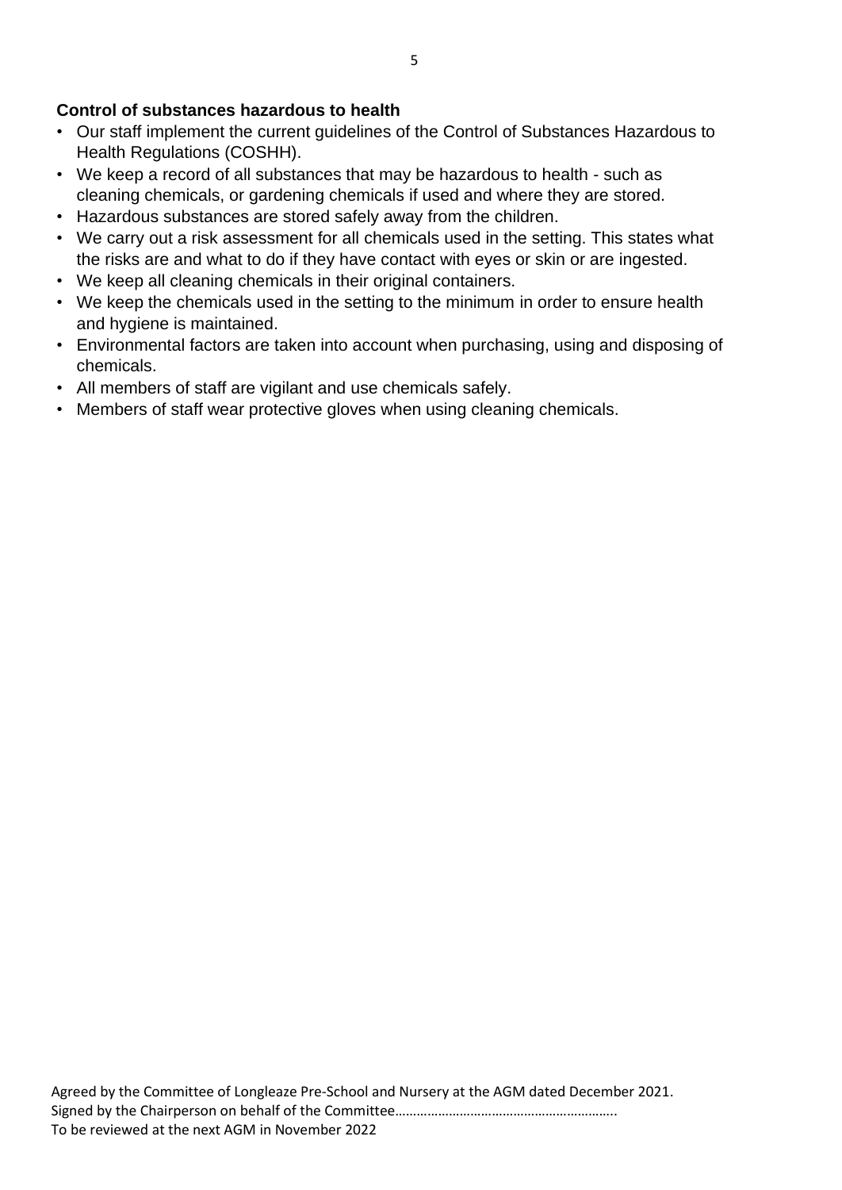**Control of substances hazardous to health**

- Our staff implement the current guidelines of the Control of Substances Hazardous to Health Regulations (COSHH).
- We keep a record of all substances that may be hazardous to health - such as cleaning chemicals, or gardening chemicals if used and where they are stored.
- Hazardous substances are stored safely away from the children.
- We carry out a risk assessment for all chemicals used in the setting. This states what the risks are and what to do if they have contact with eyes or skin or are ingested.
- We keep all cleaning chemicals in their original containers.
- We keep the chemicals used in the setting to the minimum in order to ensure health and hygiene is maintained.
- Environmental factors are taken into account when purchasing, using and disposing of chemicals.
- All members of staff are vigilant and use chemicals safely.
- Members of staff wear protective gloves when using cleaning chemicals.

Agreed by the Committee of Longleaze Pre-School and Nursery at the AGM dated December 2021.
Signed by the Chairperson on behalf of the Committee……………………………………………………..
To be reviewed at the next AGM in November 2022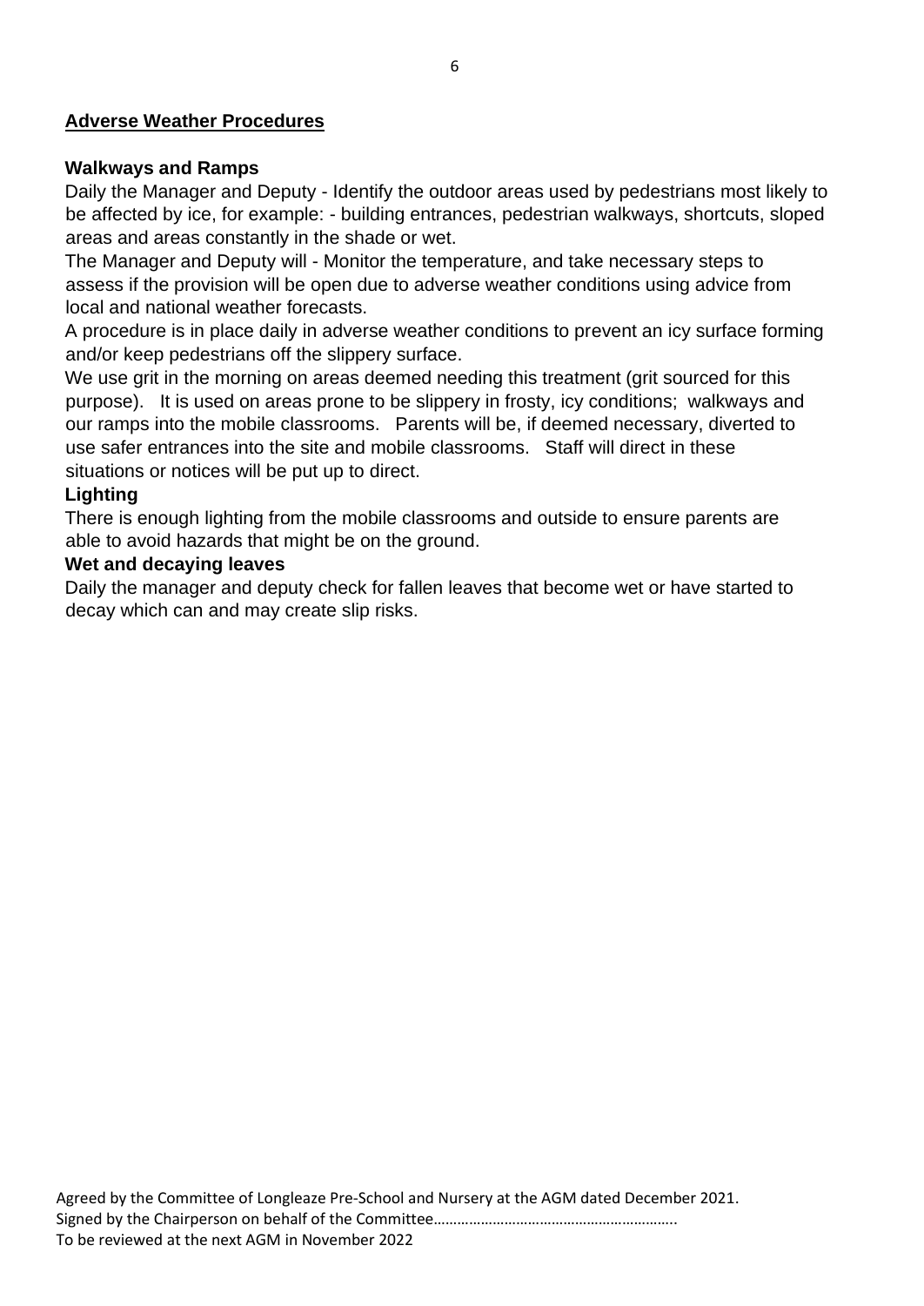## Adverse Weather Procedures

### Walkways and Ramps

Daily the Manager and Deputy - Identify the outdoor areas used by pedestrians most likely to be affected by ice, for example: - building entrances, pedestrian walkways, shortcuts, sloped areas and areas constantly in the shade or wet.

The Manager and Deputy will - Monitor the temperature, and take necessary steps to assess if the provision will be open due to adverse weather conditions using advice from local and national weather forecasts.

A procedure is in place daily in adverse weather conditions to prevent an icy surface forming and/or keep pedestrians off the slippery surface.

We use grit in the morning on areas deemed needing this treatment (grit sourced for this purpose). It is used on areas prone to be slippery in frosty, icy conditions; walkways and our ramps into the mobile classrooms. Parents will be, if deemed necessary, diverted to use safer entrances into the site and mobile classrooms. Staff will direct in these situations or notices will be put up to direct.

### Lighting

There is enough lighting from the mobile classrooms and outside to ensure parents are able to avoid hazards that might be on the ground.

### Wet and decaying leaves

Daily the manager and deputy check for fallen leaves that become wet or have started to decay which can and may create slip risks.

Agreed by the Committee of Longleaze Pre-School and Nursery at the AGM dated December 2021.
Signed by the Chairperson on behalf of the Committee……………………………………………………..
To be reviewed at the next AGM in November 2022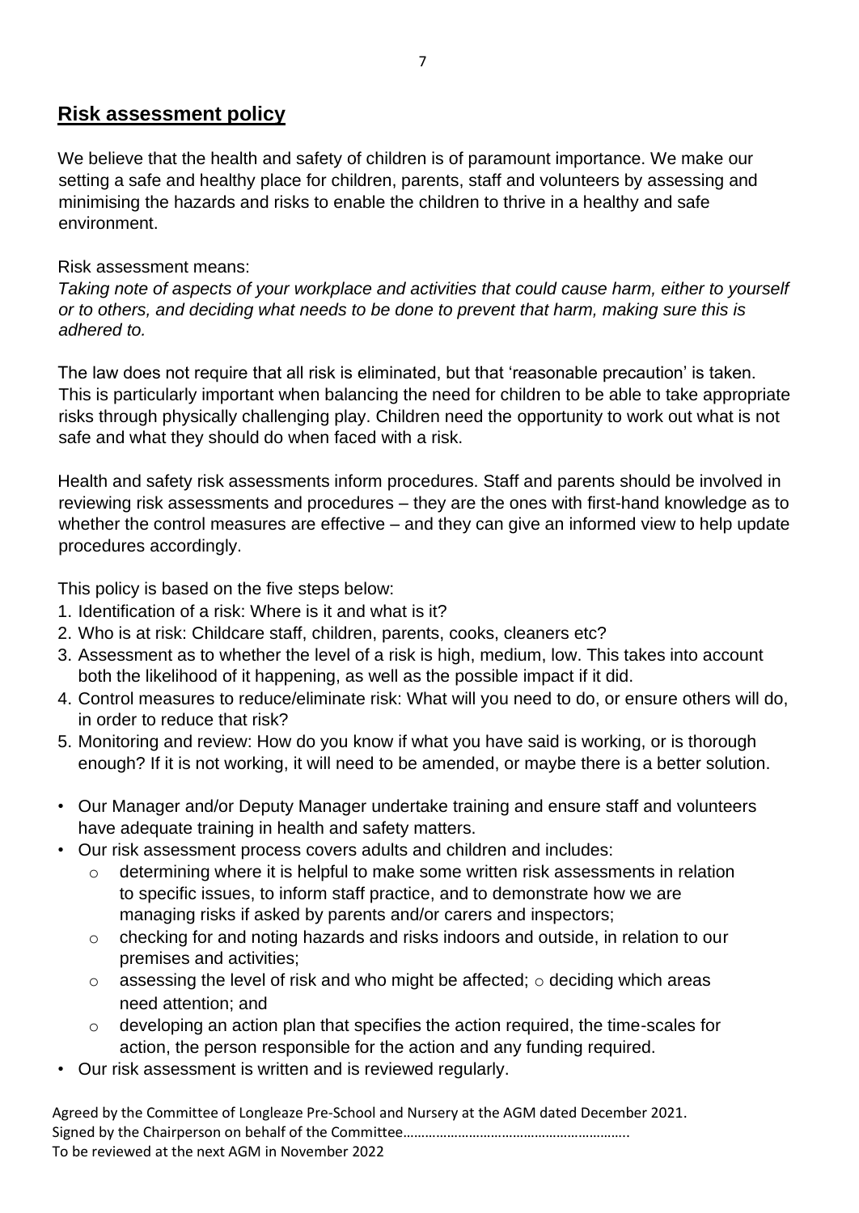## Risk assessment policy

We believe that the health and safety of children is of paramount importance. We make our setting a safe and healthy place for children, parents, staff and volunteers by assessing and minimising the hazards and risks to enable the children to thrive in a healthy and safe environment.

Risk assessment means:

*Taking note of aspects of your workplace and activities that could cause harm, either to yourself or to others, and deciding what needs to be done to prevent that harm, making sure this is adhered to.*

The law does not require that all risk is eliminated, but that 'reasonable precaution' is taken. This is particularly important when balancing the need for children to be able to take appropriate risks through physically challenging play. Children need the opportunity to work out what is not safe and what they should do when faced with a risk.

Health and safety risk assessments inform procedures. Staff and parents should be involved in reviewing risk assessments and procedures – they are the ones with first-hand knowledge as to whether the control measures are effective – and they can give an informed view to help update procedures accordingly.

This policy is based on the five steps below:

1. Identification of a risk: Where is it and what is it?
2. Who is at risk: Childcare staff, children, parents, cooks, cleaners etc?
3. Assessment as to whether the level of a risk is high, medium, low. This takes into account both the likelihood of it happening, as well as the possible impact if it did.
4. Control measures to reduce/eliminate risk: What will you need to do, or ensure others will do, in order to reduce that risk?
5. Monitoring and review: How do you know if what you have said is working, or is thorough enough? If it is not working, it will need to be amended, or maybe there is a better solution.

- Our Manager and/or Deputy Manager undertake training and ensure staff and volunteers have adequate training in health and safety matters.
- Our risk assessment process covers adults and children and includes:
  - determining where it is helpful to make some written risk assessments in relation to specific issues, to inform staff practice, and to demonstrate how we are managing risks if asked by parents and/or carers and inspectors;
  - checking for and noting hazards and risks indoors and outside, in relation to our premises and activities;
  - assessing the level of risk and who might be affected;
  - deciding which areas need attention; and
  - developing an action plan that specifies the action required, the time-scales for action, the person responsible for the action and any funding required.
- Our risk assessment is written and is reviewed regularly.

Agreed by the Committee of Longleaze Pre-School and Nursery at the AGM dated December 2021.
Signed by the Chairperson on behalf of the Committee…………………………………………………..
To be reviewed at the next AGM in November 2022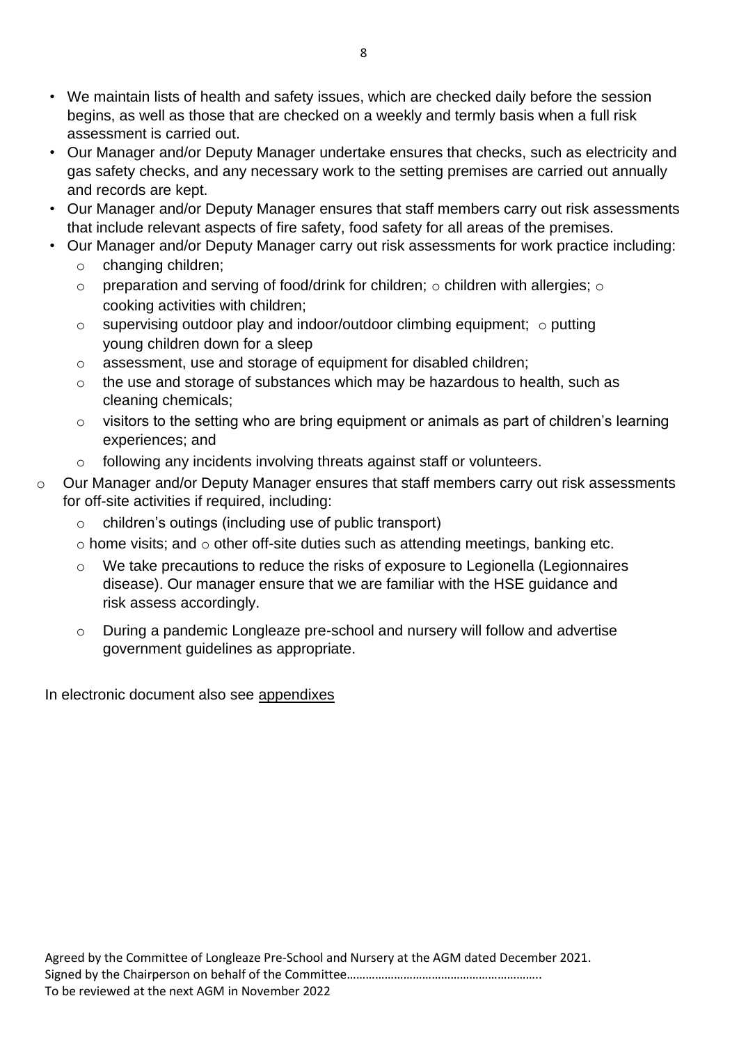- We maintain lists of health and safety issues, which are checked daily before the session begins, as well as those that are checked on a weekly and termly basis when a full risk assessment is carried out.
- Our Manager and/or Deputy Manager undertake ensures that checks, such as electricity and gas safety checks, and any necessary work to the setting premises are carried out annually and records are kept.
- Our Manager and/or Deputy Manager ensures that staff members carry out risk assessments that include relevant aspects of fire safety, food safety for all areas of the premises.
- Our Manager and/or Deputy Manager carry out risk assessments for work practice including:
  - changing children;
  - preparation and serving of food/drink for children;
  - children with allergies;
  - cooking activities with children;
  - supervising outdoor play and indoor/outdoor climbing equipment;
  - putting young children down for a sleep
  - assessment, use and storage of equipment for disabled children;
  - the use and storage of substances which may be hazardous to health, such as cleaning chemicals;
  - visitors to the setting who are bring equipment or animals as part of children's learning experiences; and
  - following any incidents involving threats against staff or volunteers.
- Our Manager and/or Deputy Manager ensures that staff members carry out risk assessments for off-site activities if required, including:
  - children's outings (including use of public transport)
  - home visits; and
  - other off-site duties such as attending meetings, banking etc.
  - We take precautions to reduce the risks of exposure to Legionella (Legionnaires disease). Our manager ensure that we are familiar with the HSE guidance and risk assess accordingly.
  - During a pandemic Longleaze pre-school and nursery will follow and advertise government guidelines as appropriate.

In electronic document also see appendixes

Agreed by the Committee of Longleaze Pre-School and Nursery at the AGM dated December 2021.
Signed by the Chairperson on behalf of the Committee……………………………………………………..
To be reviewed at the next AGM in November 2022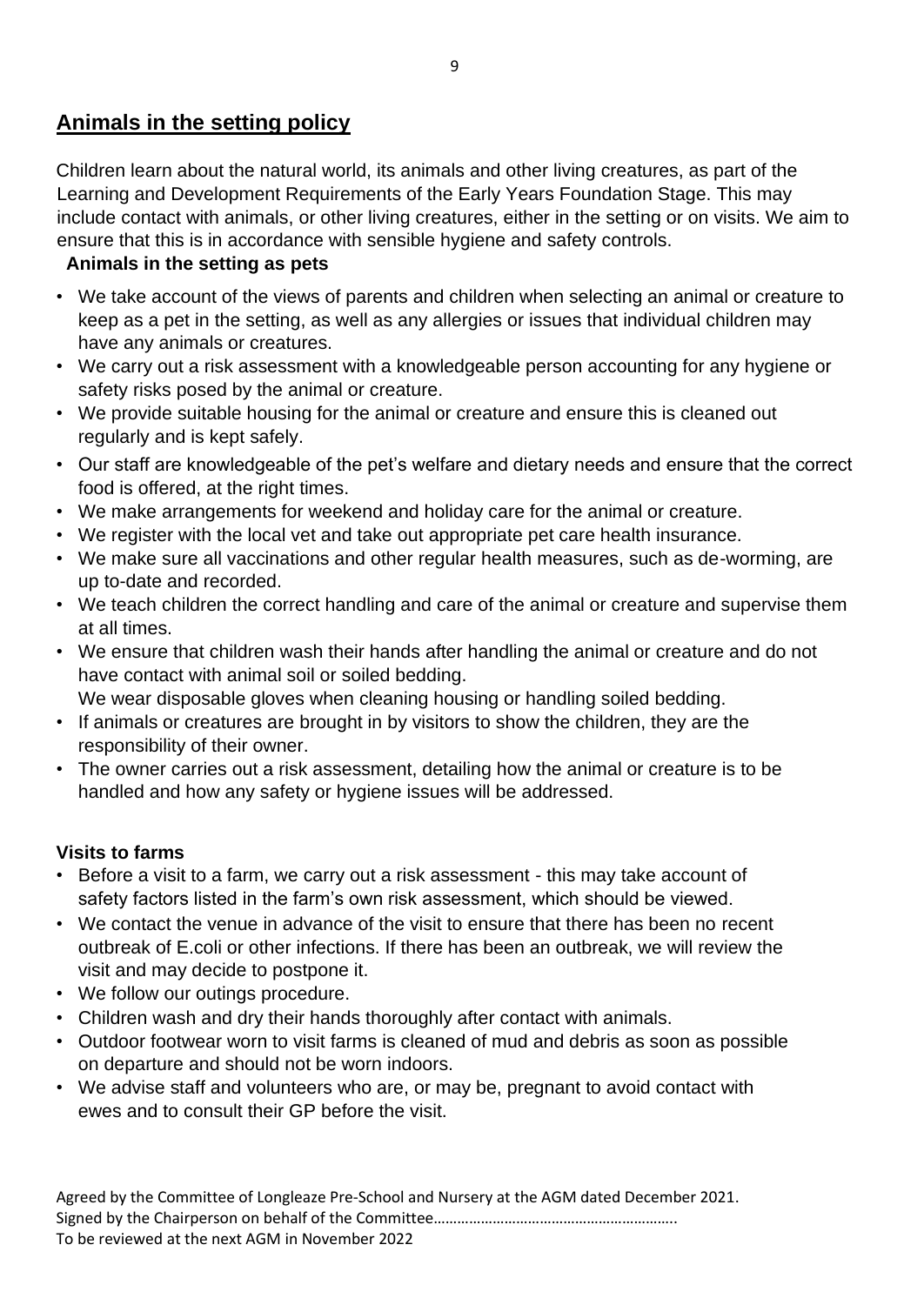## Animals in the setting policy

Children learn about the natural world, its animals and other living creatures, as part of the Learning and Development Requirements of the Early Years Foundation Stage. This may include contact with animals, or other living creatures, either in the setting or on visits. We aim to ensure that this is in accordance with sensible hygiene and safety controls.

### Animals in the setting as pets

- We take account of the views of parents and children when selecting an animal or creature to keep as a pet in the setting, as well as any allergies or issues that individual children may have any animals or creatures.
- We carry out a risk assessment with a knowledgeable person accounting for any hygiene or safety risks posed by the animal or creature.
- We provide suitable housing for the animal or creature and ensure this is cleaned out regularly and is kept safely.
- Our staff are knowledgeable of the pet's welfare and dietary needs and ensure that the correct food is offered, at the right times.
- We make arrangements for weekend and holiday care for the animal or creature.
- We register with the local vet and take out appropriate pet care health insurance.
- We make sure all vaccinations and other regular health measures, such as de-worming, are up to-date and recorded.
- We teach children the correct handling and care of the animal or creature and supervise them at all times.
- We ensure that children wash their hands after handling the animal or creature and do not have contact with animal soil or soiled bedding.
  We wear disposable gloves when cleaning housing or handling soiled bedding.
- If animals or creatures are brought in by visitors to show the children, they are the responsibility of their owner.
- The owner carries out a risk assessment, detailing how the animal or creature is to be handled and how any safety or hygiene issues will be addressed.

### Visits to farms

- Before a visit to a farm, we carry out a risk assessment - this may take account of safety factors listed in the farm's own risk assessment, which should be viewed.
- We contact the venue in advance of the visit to ensure that there has been no recent outbreak of E.coli or other infections. If there has been an outbreak, we will review the visit and may decide to postpone it.
- We follow our outings procedure.
- Children wash and dry their hands thoroughly after contact with animals.
- Outdoor footwear worn to visit farms is cleaned of mud and debris as soon as possible on departure and should not be worn indoors.
- We advise staff and volunteers who are, or may be, pregnant to avoid contact with ewes and to consult their GP before the visit.

Agreed by the Committee of Longleaze Pre-School and Nursery at the AGM dated December 2021.
Signed by the Chairperson on behalf of the Committee…………………………………………………..
To be reviewed at the next AGM in November 2022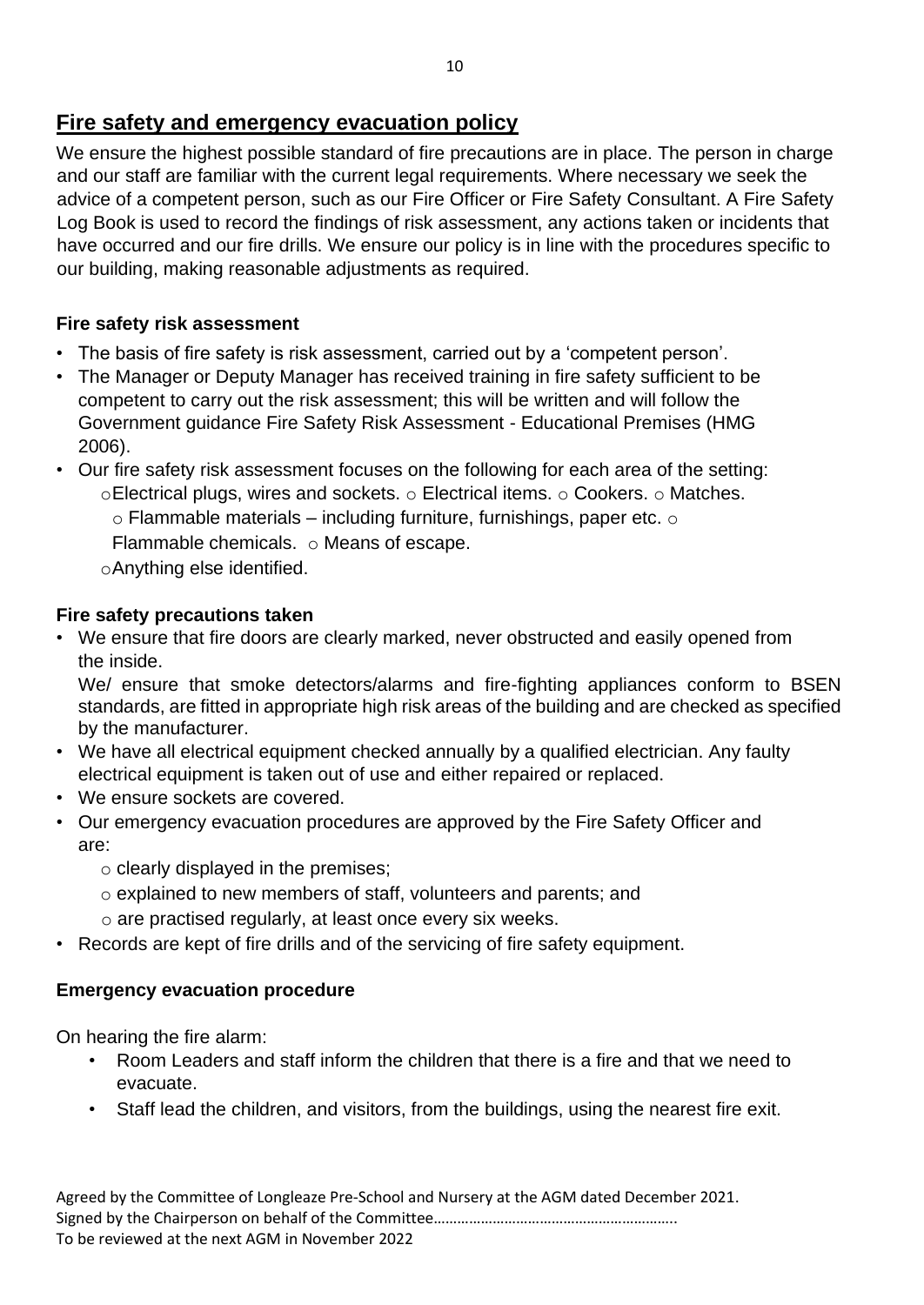## Fire safety and emergency evacuation policy

We ensure the highest possible standard of fire precautions are in place. The person in charge and our staff are familiar with the current legal requirements. Where necessary we seek the advice of a competent person, such as our Fire Officer or Fire Safety Consultant. A Fire Safety Log Book is used to record the findings of risk assessment, any actions taken or incidents that have occurred and our fire drills. We ensure our policy is in line with the procedures specific to our building, making reasonable adjustments as required.

### Fire safety risk assessment

- The basis of fire safety is risk assessment, carried out by a 'competent person'.
- The Manager or Deputy Manager has received training in fire safety sufficient to be competent to carry out the risk assessment; this will be written and will follow the Government guidance Fire Safety Risk Assessment - Educational Premises (HMG 2006).
- Our fire safety risk assessment focuses on the following for each area of the setting:
  - Electrical plugs, wires and sockets.
  - Electrical items.
  - Cookers.
  - Matches.
  - Flammable materials – including furniture, furnishings, paper etc.
  - Flammable chemicals.
  - Means of escape.
  - Anything else identified.

### Fire safety precautions taken

- We ensure that fire doors are clearly marked, never obstructed and easily opened from the inside.

  We/ ensure that smoke detectors/alarms and fire-fighting appliances conform to BSEN standards, are fitted in appropriate high risk areas of the building and are checked as specified by the manufacturer.
- We have all electrical equipment checked annually by a qualified electrician. Any faulty electrical equipment is taken out of use and either repaired or replaced.
- We ensure sockets are covered.
- Our emergency evacuation procedures are approved by the Fire Safety Officer and are:
  - clearly displayed in the premises;
  - explained to new members of staff, volunteers and parents; and
  - are practised regularly, at least once every six weeks.
- Records are kept of fire drills and of the servicing of fire safety equipment.

### Emergency evacuation procedure

On hearing the fire alarm:

- Room Leaders and staff inform the children that there is a fire and that we need to evacuate.
- Staff lead the children, and visitors, from the buildings, using the nearest fire exit.

Agreed by the Committee of Longleaze Pre-School and Nursery at the AGM dated December 2021.
Signed by the Chairperson on behalf of the Committee……………………………………………………..
To be reviewed at the next AGM in November 2022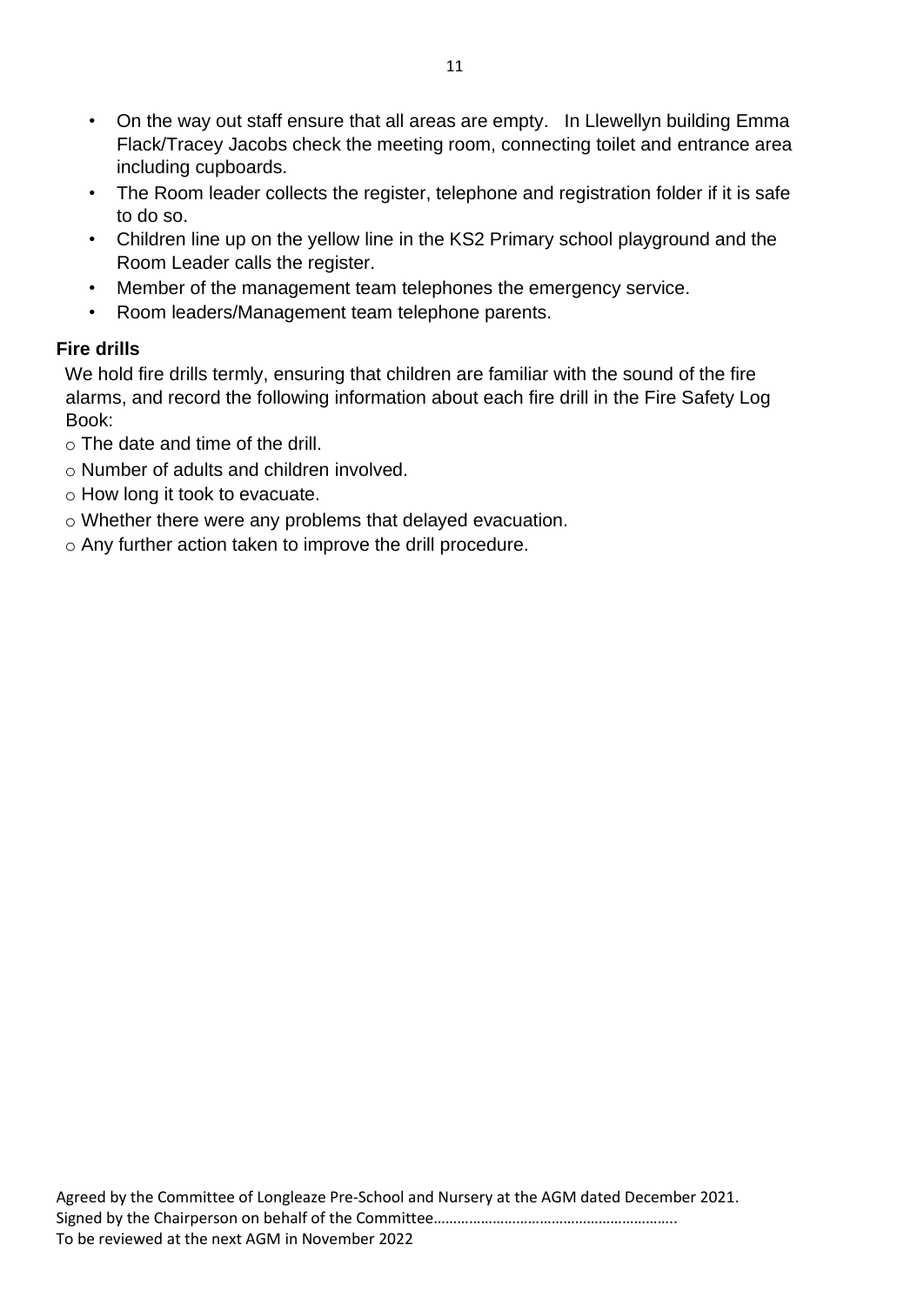- On the way out staff ensure that all areas are empty. In Llewellyn building Emma Flack/Tracey Jacobs check the meeting room, connecting toilet and entrance area including cupboards.
- The Room leader collects the register, telephone and registration folder if it is safe to do so.
- Children line up on the yellow line in the KS2 Primary school playground and the Room Leader calls the register.
- Member of the management team telephones the emergency service.
- Room leaders/Management team telephone parents.

**Fire drills**

We hold fire drills termly, ensuring that children are familiar with the sound of the fire alarms, and record the following information about each fire drill in the Fire Safety Log Book:

- The date and time of the drill.
- Number of adults and children involved.
- How long it took to evacuate.
- Whether there were any problems that delayed evacuation.
- Any further action taken to improve the drill procedure.

Agreed by the Committee of Longleaze Pre-School and Nursery at the AGM dated December 2021.
Signed by the Chairperson on behalf of the Committee…………………………………………………..
To be reviewed at the next AGM in November 2022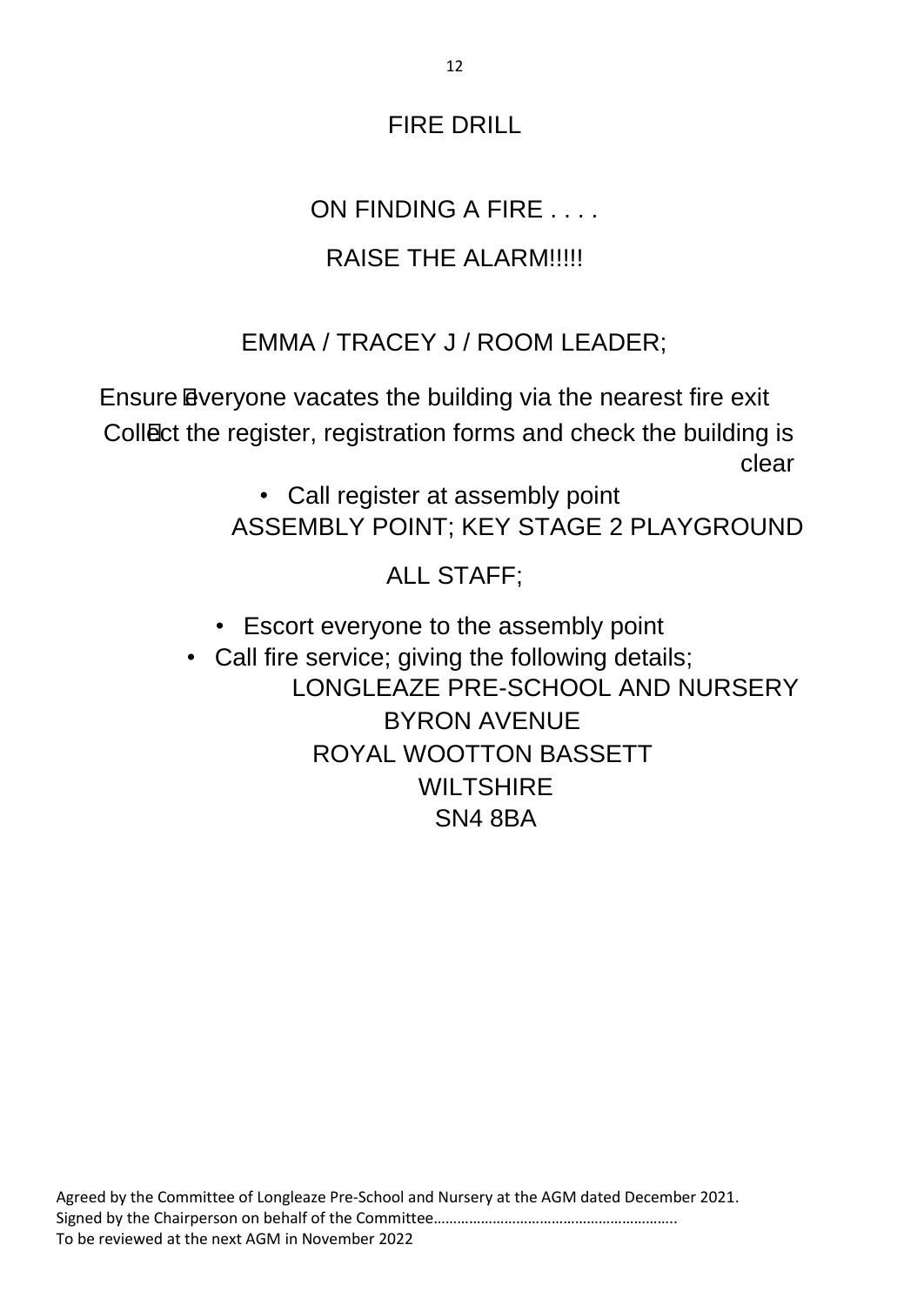# FIRE DRILL

## ON FINDING A FIRE . . . .

## RAISE THE ALARM!!!!!

### EMMA / TRACEY J / ROOM LEADER;

- Ensure everyone vacates the building via the nearest fire exit
- Collect the register, registration forms and check the building is clear
- Call register at assembly point

ASSEMBLY POINT; KEY STAGE 2 PLAYGROUND

### ALL STAFF;

- Escort everyone to the assembly point
- Call fire service; giving the following details;

LONGLEAZE PRE-SCHOOL AND NURSERY
BYRON AVENUE
ROYAL WOOTTON BASSETT
WILTSHIRE
SN4 8BA

Agreed by the Committee of Longleaze Pre-School and Nursery at the AGM dated December 2021.
Signed by the Chairperson on behalf of the Committee……………………………………………………..
To be reviewed at the next AGM in November 2022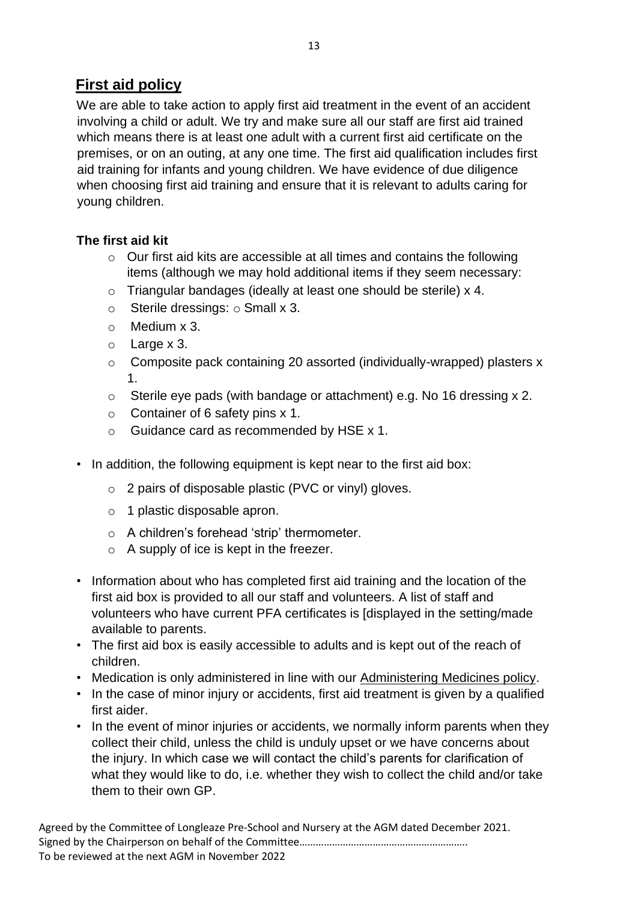## First aid policy

We are able to take action to apply first aid treatment in the event of an accident involving a child or adult. We try and make sure all our staff are first aid trained which means there is at least one adult with a current first aid certificate on the premises, or on an outing, at any one time. The first aid qualification includes first aid training for infants and young children. We have evidence of due diligence when choosing first aid training and ensure that it is relevant to adults caring for young children.

### The first aid kit

- Our first aid kits are accessible at all times and contains the following items (although we may hold additional items if they seem necessary:
- Triangular bandages (ideally at least one should be sterile) x 4.
- Sterile dressings: ○ Small x 3.
- Medium x 3.
- Large x 3.
- Composite pack containing 20 assorted (individually-wrapped) plasters x 1.
- Sterile eye pads (with bandage or attachment) e.g. No 16 dressing x 2.
- Container of 6 safety pins x 1.
- Guidance card as recommended by HSE x 1.

- In addition, the following equipment is kept near to the first aid box:
  - 2 pairs of disposable plastic (PVC or vinyl) gloves.
  - 1 plastic disposable apron.
  - A children's forehead 'strip' thermometer.
  - A supply of ice is kept in the freezer.
- Information about who has completed first aid training and the location of the first aid box is provided to all our staff and volunteers. A list of staff and volunteers who have current PFA certificates is [displayed in the setting/made available to parents.
- The first aid box is easily accessible to adults and is kept out of the reach of children.
- Medication is only administered in line with our Administering Medicines policy.
- In the case of minor injury or accidents, first aid treatment is given by a qualified first aider.
- In the event of minor injuries or accidents, we normally inform parents when they collect their child, unless the child is unduly upset or we have concerns about the injury. In which case we will contact the child's parents for clarification of what they would like to do, i.e. whether they wish to collect the child and/or take them to their own GP.

Agreed by the Committee of Longleaze Pre-School and Nursery at the AGM dated December 2021.
Signed by the Chairperson on behalf of the Committee……………………………………………………..
To be reviewed at the next AGM in November 2022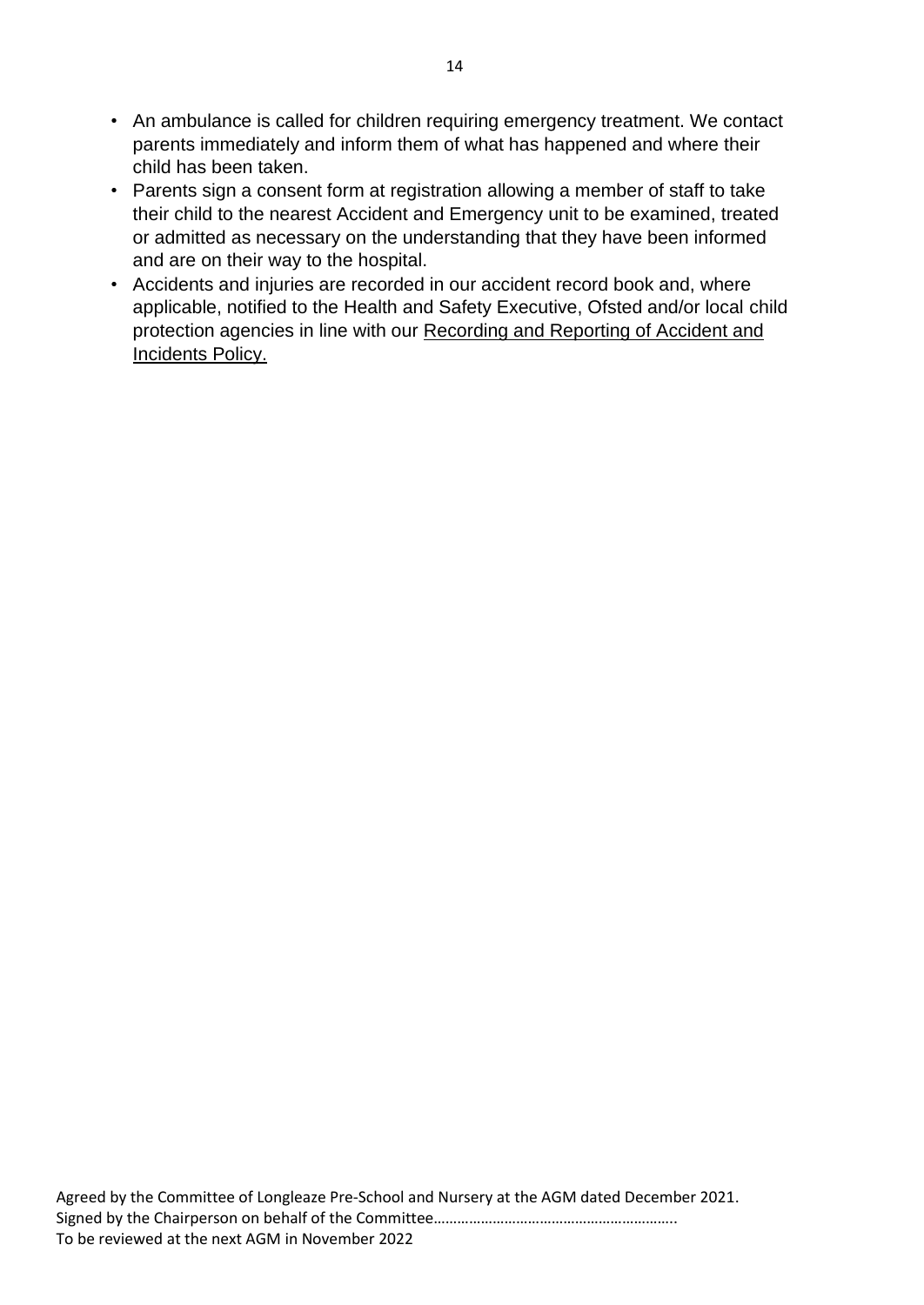- An ambulance is called for children requiring emergency treatment. We contact parents immediately and inform them of what has happened and where their child has been taken.
- Parents sign a consent form at registration allowing a member of staff to take their child to the nearest Accident and Emergency unit to be examined, treated or admitted as necessary on the understanding that they have been informed and are on their way to the hospital.
- Accidents and injuries are recorded in our accident record book and, where applicable, notified to the Health and Safety Executive, Ofsted and/or local child protection agencies in line with our Recording and Reporting of Accident and Incidents Policy.

Agreed by the Committee of Longleaze Pre-School and Nursery at the AGM dated December 2021.
Signed by the Chairperson on behalf of the Committee…………………………………………………..
To be reviewed at the next AGM in November 2022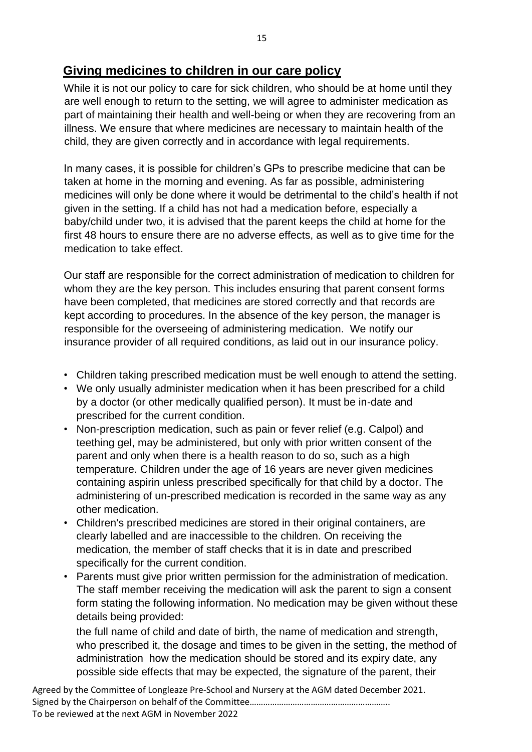## Giving medicines to children in our care policy

While it is not our policy to care for sick children, who should be at home until they are well enough to return to the setting, we will agree to administer medication as part of maintaining their health and well-being or when they are recovering from an illness. We ensure that where medicines are necessary to maintain health of the child, they are given correctly and in accordance with legal requirements.

In many cases, it is possible for children's GPs to prescribe medicine that can be taken at home in the morning and evening. As far as possible, administering medicines will only be done where it would be detrimental to the child's health if not given in the setting. If a child has not had a medication before, especially a baby/child under two, it is advised that the parent keeps the child at home for the first 48 hours to ensure there are no adverse effects, as well as to give time for the medication to take effect.

Our staff are responsible for the correct administration of medication to children for whom they are the key person. This includes ensuring that parent consent forms have been completed, that medicines are stored correctly and that records are kept according to procedures. In the absence of the key person, the manager is responsible for the overseeing of administering medication. We notify our insurance provider of all required conditions, as laid out in our insurance policy.

- Children taking prescribed medication must be well enough to attend the setting.
- We only usually administer medication when it has been prescribed for a child by a doctor (or other medically qualified person). It must be in-date and prescribed for the current condition.
- Non-prescription medication, such as pain or fever relief (e.g. Calpol) and teething gel, may be administered, but only with prior written consent of the parent and only when there is a health reason to do so, such as a high temperature. Children under the age of 16 years are never given medicines containing aspirin unless prescribed specifically for that child by a doctor. The administering of un-prescribed medication is recorded in the same way as any other medication.
- Children's prescribed medicines are stored in their original containers, are clearly labelled and are inaccessible to the children. On receiving the medication, the member of staff checks that it is in date and prescribed specifically for the current condition.
- Parents must give prior written permission for the administration of medication. The staff member receiving the medication will ask the parent to sign a consent form stating the following information. No medication may be given without these details being provided:

  the full name of child and date of birth, the name of medication and strength, who prescribed it, the dosage and times to be given in the setting, the method of administration how the medication should be stored and its expiry date, any possible side effects that may be expected, the signature of the parent, their

Agreed by the Committee of Longleaze Pre-School and Nursery at the AGM dated December 2021.
Signed by the Chairperson on behalf of the Committee……………………………………………………..
To be reviewed at the next AGM in November 2022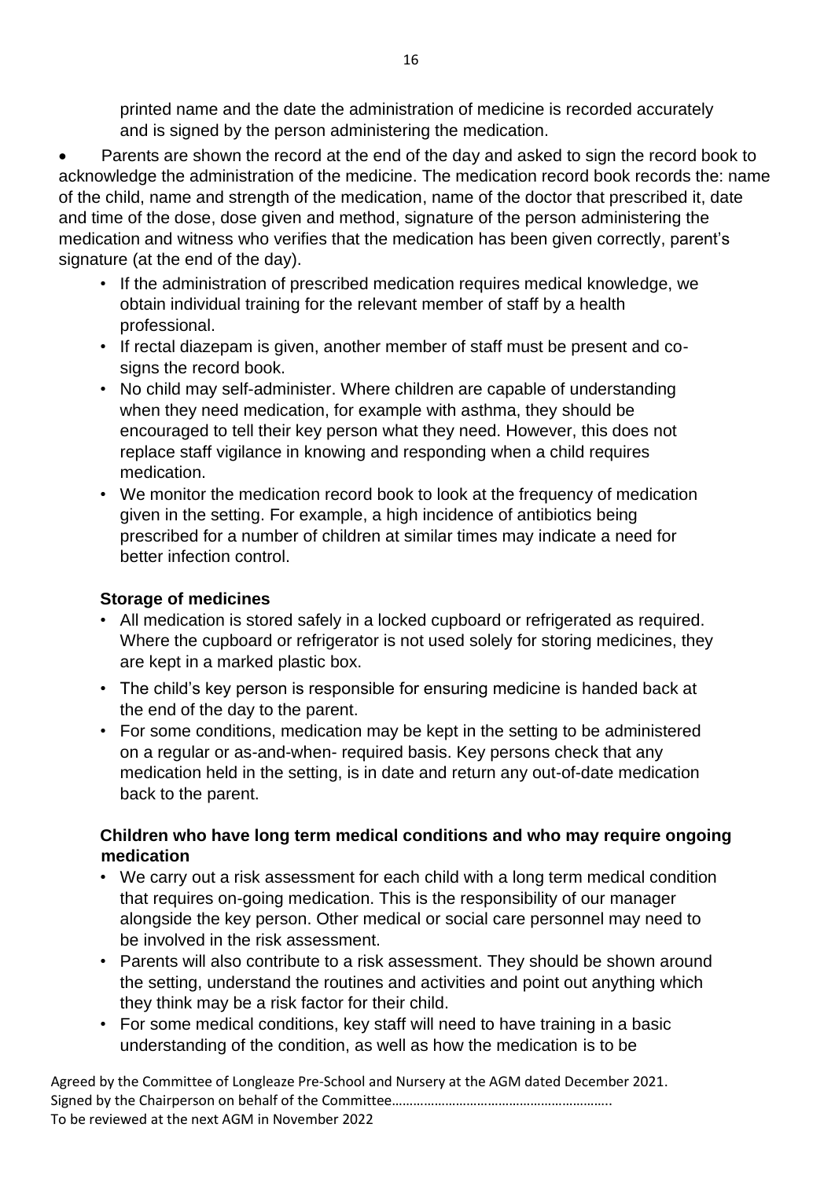printed name and the date the administration of medicine is recorded accurately and is signed by the person administering the medication.

- Parents are shown the record at the end of the day and asked to sign the record book to acknowledge the administration of the medicine. The medication record book records the: name of the child, name and strength of the medication, name of the doctor that prescribed it, date and time of the dose, dose given and method, signature of the person administering the medication and witness who verifies that the medication has been given correctly, parent's signature (at the end of the day).
- If the administration of prescribed medication requires medical knowledge, we obtain individual training for the relevant member of staff by a health professional.
- If rectal diazepam is given, another member of staff must be present and co-signs the record book.
- No child may self-administer. Where children are capable of understanding when they need medication, for example with asthma, they should be encouraged to tell their key person what they need. However, this does not replace staff vigilance in knowing and responding when a child requires medication.
- We monitor the medication record book to look at the frequency of medication given in the setting. For example, a high incidence of antibiotics being prescribed for a number of children at similar times may indicate a need for better infection control.

**Storage of medicines**

- All medication is stored safely in a locked cupboard or refrigerated as required. Where the cupboard or refrigerator is not used solely for storing medicines, they are kept in a marked plastic box.
- The child's key person is responsible for ensuring medicine is handed back at the end of the day to the parent.
- For some conditions, medication may be kept in the setting to be administered on a regular or as-and-when- required basis. Key persons check that any medication held in the setting, is in date and return any out-of-date medication back to the parent.

**Children who have long term medical conditions and who may require ongoing medication**

- We carry out a risk assessment for each child with a long term medical condition that requires on-going medication. This is the responsibility of our manager alongside the key person. Other medical or social care personnel may need to be involved in the risk assessment.
- Parents will also contribute to a risk assessment. They should be shown around the setting, understand the routines and activities and point out anything which they think may be a risk factor for their child.
- For some medical conditions, key staff will need to have training in a basic understanding of the condition, as well as how the medication is to be

Agreed by the Committee of Longleaze Pre-School and Nursery at the AGM dated December 2021.
Signed by the Chairperson on behalf of the Committee…………………………………………………..
To be reviewed at the next AGM in November 2022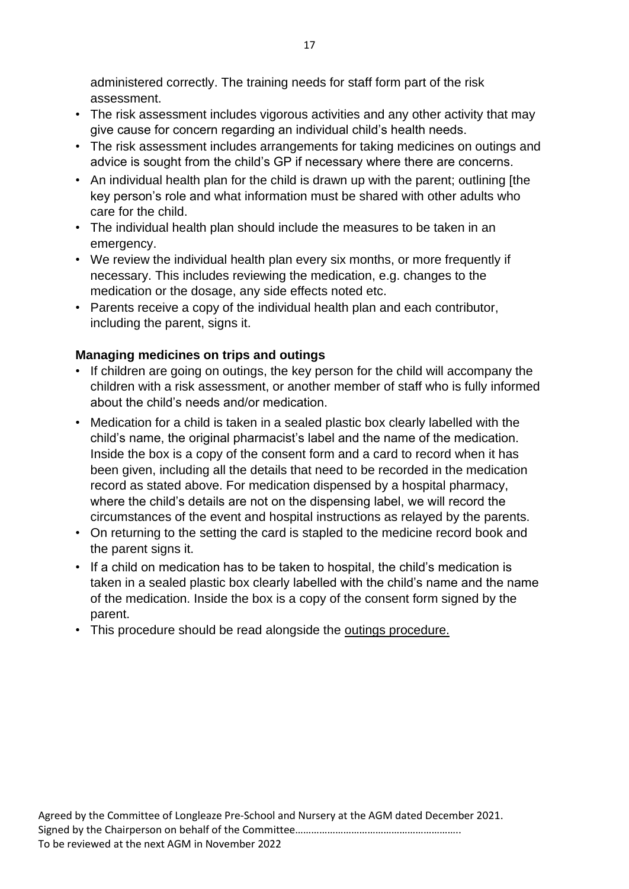administered correctly. The training needs for staff form part of the risk assessment.

- The risk assessment includes vigorous activities and any other activity that may give cause for concern regarding an individual child's health needs.
- The risk assessment includes arrangements for taking medicines on outings and advice is sought from the child's GP if necessary where there are concerns.
- An individual health plan for the child is drawn up with the parent; outlining [the key person's role and what information must be shared with other adults who care for the child.
- The individual health plan should include the measures to be taken in an emergency.
- We review the individual health plan every six months, or more frequently if necessary. This includes reviewing the medication, e.g. changes to the medication or the dosage, any side effects noted etc.
- Parents receive a copy of the individual health plan and each contributor, including the parent, signs it.

**Managing medicines on trips and outings**

- If children are going on outings, the key person for the child will accompany the children with a risk assessment, or another member of staff who is fully informed about the child's needs and/or medication.
- Medication for a child is taken in a sealed plastic box clearly labelled with the child's name, the original pharmacist's label and the name of the medication. Inside the box is a copy of the consent form and a card to record when it has been given, including all the details that need to be recorded in the medication record as stated above. For medication dispensed by a hospital pharmacy, where the child's details are not on the dispensing label, we will record the circumstances of the event and hospital instructions as relayed by the parents.
- On returning to the setting the card is stapled to the medicine record book and the parent signs it.
- If a child on medication has to be taken to hospital, the child's medication is taken in a sealed plastic box clearly labelled with the child's name and the name of the medication. Inside the box is a copy of the consent form signed by the parent.
- This procedure should be read alongside the outings procedure.

Agreed by the Committee of Longleaze Pre-School and Nursery at the AGM dated December 2021.
Signed by the Chairperson on behalf of the Committee…………………………………………………..
To be reviewed at the next AGM in November 2022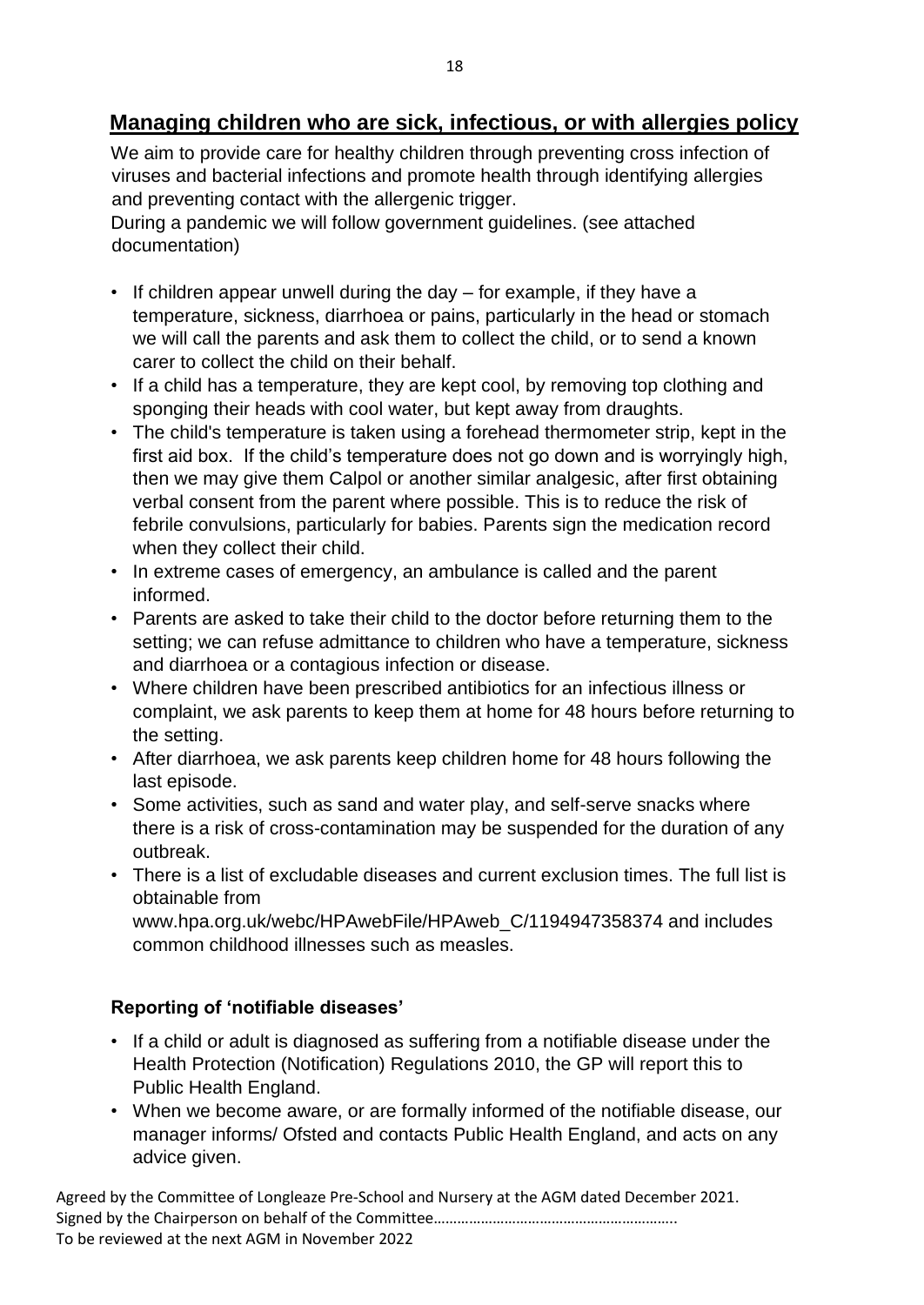## Managing children who are sick, infectious, or with allergies policy

We aim to provide care for healthy children through preventing cross infection of viruses and bacterial infections and promote health through identifying allergies and preventing contact with the allergenic trigger.

During a pandemic we will follow government guidelines. (see attached documentation)

- If children appear unwell during the day – for example, if they have a temperature, sickness, diarrhoea or pains, particularly in the head or stomach we will call the parents and ask them to collect the child, or to send a known carer to collect the child on their behalf.
- If a child has a temperature, they are kept cool, by removing top clothing and sponging their heads with cool water, but kept away from draughts.
- The child's temperature is taken using a forehead thermometer strip, kept in the first aid box. If the child's temperature does not go down and is worryingly high, then we may give them Calpol or another similar analgesic, after first obtaining verbal consent from the parent where possible. This is to reduce the risk of febrile convulsions, particularly for babies. Parents sign the medication record when they collect their child.
- In extreme cases of emergency, an ambulance is called and the parent informed.
- Parents are asked to take their child to the doctor before returning them to the setting; we can refuse admittance to children who have a temperature, sickness and diarrhoea or a contagious infection or disease.
- Where children have been prescribed antibiotics for an infectious illness or complaint, we ask parents to keep them at home for 48 hours before returning to the setting.
- After diarrhoea, we ask parents keep children home for 48 hours following the last episode.
- Some activities, such as sand and water play, and self-serve snacks where there is a risk of cross-contamination may be suspended for the duration of any outbreak.
- There is a list of excludable diseases and current exclusion times. The full list is obtainable from www.hpa.org.uk/webc/HPAwebFile/HPAweb_C/1194947358374 and includes common childhood illnesses such as measles.

### Reporting of 'notifiable diseases'

- If a child or adult is diagnosed as suffering from a notifiable disease under the Health Protection (Notification) Regulations 2010, the GP will report this to Public Health England.
- When we become aware, or are formally informed of the notifiable disease, our manager informs/ Ofsted and contacts Public Health England, and acts on any advice given.

Agreed by the Committee of Longleaze Pre-School and Nursery at the AGM dated December 2021.
Signed by the Chairperson on behalf of the Committee……………………………………………………..
To be reviewed at the next AGM in November 2022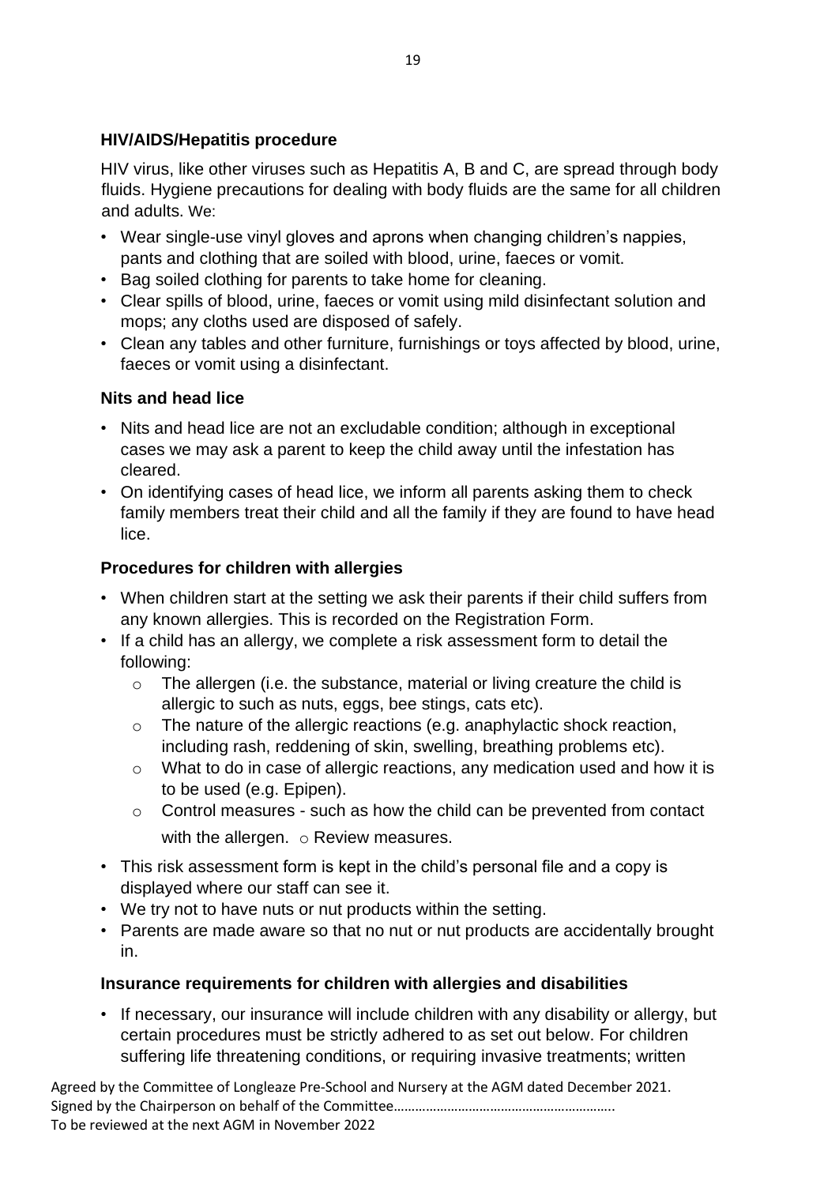### HIV/AIDS/Hepatitis procedure

HIV virus, like other viruses such as Hepatitis A, B and C, are spread through body fluids. Hygiene precautions for dealing with body fluids are the same for all children and adults. We:

- Wear single-use vinyl gloves and aprons when changing children's nappies, pants and clothing that are soiled with blood, urine, faeces or vomit.
- Bag soiled clothing for parents to take home for cleaning.
- Clear spills of blood, urine, faeces or vomit using mild disinfectant solution and mops; any cloths used are disposed of safely.
- Clean any tables and other furniture, furnishings or toys affected by blood, urine, faeces or vomit using a disinfectant.

### Nits and head lice

- Nits and head lice are not an excludable condition; although in exceptional cases we may ask a parent to keep the child away until the infestation has cleared.
- On identifying cases of head lice, we inform all parents asking them to check family members treat their child and all the family if they are found to have head lice.

### Procedures for children with allergies

- When children start at the setting we ask their parents if their child suffers from any known allergies. This is recorded on the Registration Form.
- If a child has an allergy, we complete a risk assessment form to detail the following:
  - The allergen (i.e. the substance, material or living creature the child is allergic to such as nuts, eggs, bee stings, cats etc).
  - The nature of the allergic reactions (e.g. anaphylactic shock reaction, including rash, reddening of skin, swelling, breathing problems etc).
  - What to do in case of allergic reactions, any medication used and how it is to be used (e.g. Epipen).
  - Control measures - such as how the child can be prevented from contact with the allergen.
  - Review measures.
- This risk assessment form is kept in the child's personal file and a copy is displayed where our staff can see it.
- We try not to have nuts or nut products within the setting.
- Parents are made aware so that no nut or nut products are accidentally brought in.

### Insurance requirements for children with allergies and disabilities

- If necessary, our insurance will include children with any disability or allergy, but certain procedures must be strictly adhered to as set out below. For children suffering life threatening conditions, or requiring invasive treatments; written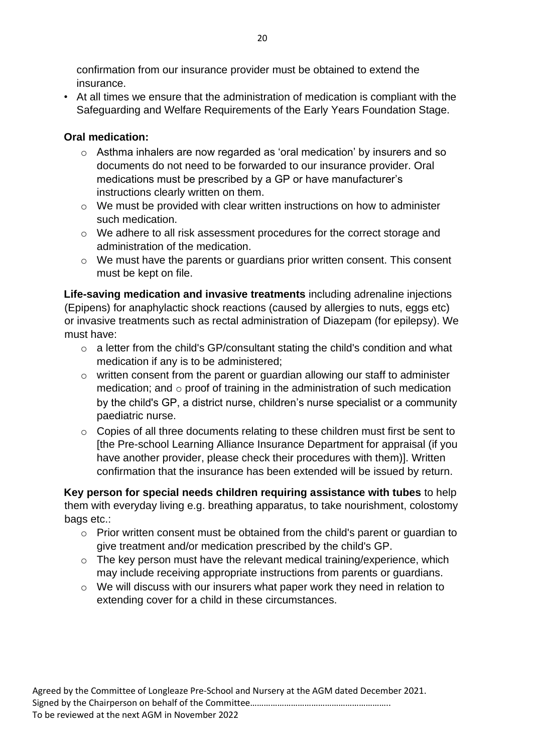confirmation from our insurance provider must be obtained to extend the insurance.

- At all times we ensure that the administration of medication is compliant with the Safeguarding and Welfare Requirements of the Early Years Foundation Stage.

**Oral medication:**

- Asthma inhalers are now regarded as 'oral medication' by insurers and so documents do not need to be forwarded to our insurance provider. Oral medications must be prescribed by a GP or have manufacturer's instructions clearly written on them.
- We must be provided with clear written instructions on how to administer such medication.
- We adhere to all risk assessment procedures for the correct storage and administration of the medication.
- We must have the parents or guardians prior written consent. This consent must be kept on file.

**Life-saving medication and invasive treatments** including adrenaline injections (Epipens) for anaphylactic shock reactions (caused by allergies to nuts, eggs etc) or invasive treatments such as rectal administration of Diazepam (for epilepsy). We must have:

- a letter from the child's GP/consultant stating the child's condition and what medication if any is to be administered;
- written consent from the parent or guardian allowing our staff to administer medication; and
- proof of training in the administration of such medication by the child's GP, a district nurse, children's nurse specialist or a community paediatric nurse.
- Copies of all three documents relating to these children must first be sent to [the Pre-school Learning Alliance Insurance Department for appraisal (if you have another provider, please check their procedures with them)]. Written confirmation that the insurance has been extended will be issued by return.

**Key person for special needs children requiring assistance with tubes** to help them with everyday living e.g. breathing apparatus, to take nourishment, colostomy bags etc.:

- Prior written consent must be obtained from the child's parent or guardian to give treatment and/or medication prescribed by the child's GP.
- The key person must have the relevant medical training/experience, which may include receiving appropriate instructions from parents or guardians.
- We will discuss with our insurers what paper work they need in relation to extending cover for a child in these circumstances.

Agreed by the Committee of Longleaze Pre-School and Nursery at the AGM dated December 2021.
Signed by the Chairperson on behalf of the Committee……………………………………………………..
To be reviewed at the next AGM in November 2022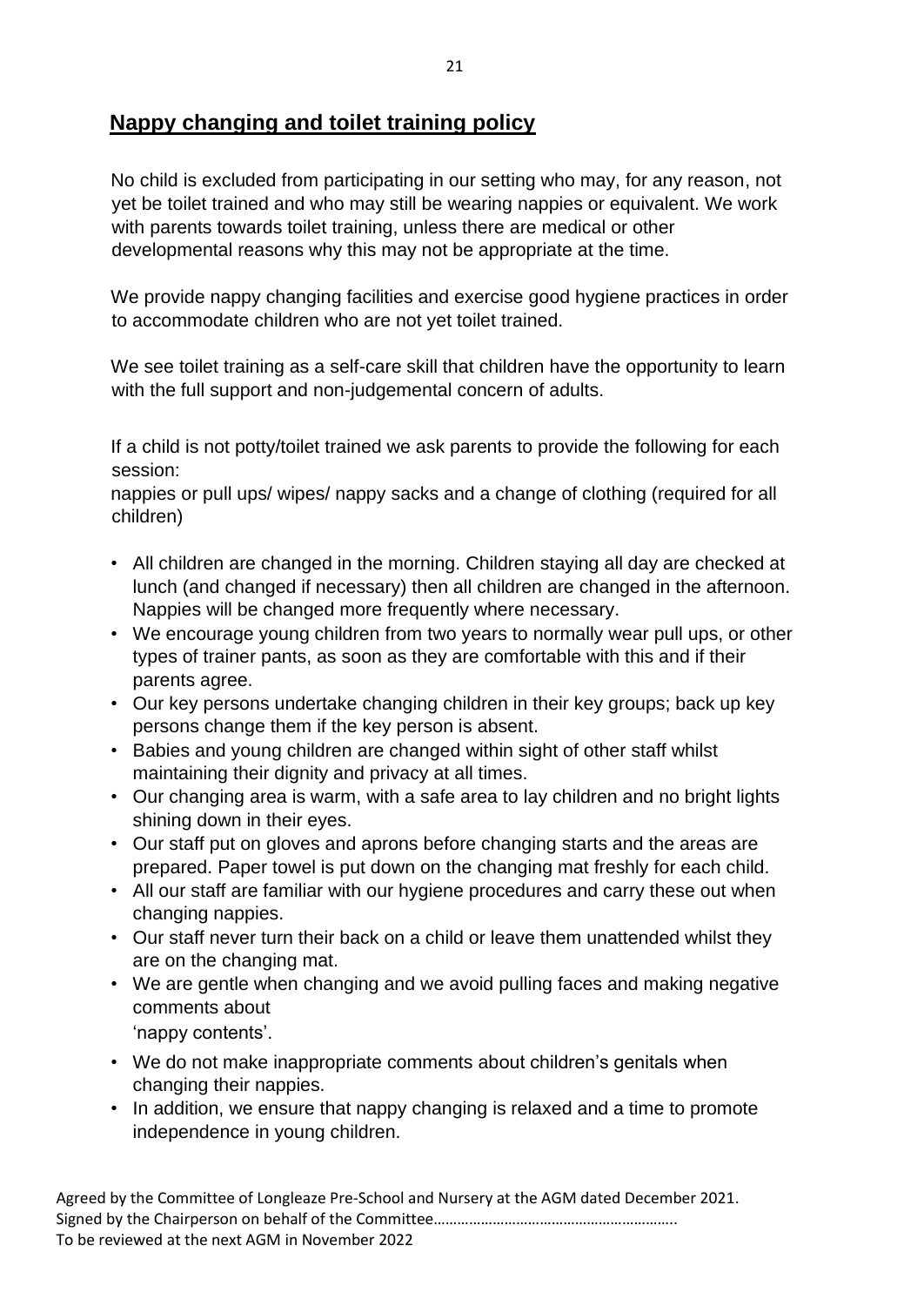## Nappy changing and toilet training policy

No child is excluded from participating in our setting who may, for any reason, not yet be toilet trained and who may still be wearing nappies or equivalent. We work with parents towards toilet training, unless there are medical or other developmental reasons why this may not be appropriate at the time.

We provide nappy changing facilities and exercise good hygiene practices in order to accommodate children who are not yet toilet trained.

We see toilet training as a self-care skill that children have the opportunity to learn with the full support and non-judgemental concern of adults.

If a child is not potty/toilet trained we ask parents to provide the following for each session:
nappies or pull ups/ wipes/ nappy sacks and a change of clothing (required for all children)

- All children are changed in the morning. Children staying all day are checked at lunch (and changed if necessary) then all children are changed in the afternoon. Nappies will be changed more frequently where necessary.
- We encourage young children from two years to normally wear pull ups, or other types of trainer pants, as soon as they are comfortable with this and if their parents agree.
- Our key persons undertake changing children in their key groups; back up key persons change them if the key person is absent.
- Babies and young children are changed within sight of other staff whilst maintaining their dignity and privacy at all times.
- Our changing area is warm, with a safe area to lay children and no bright lights shining down in their eyes.
- Our staff put on gloves and aprons before changing starts and the areas are prepared. Paper towel is put down on the changing mat freshly for each child.
- All our staff are familiar with our hygiene procedures and carry these out when changing nappies.
- Our staff never turn their back on a child or leave them unattended whilst they are on the changing mat.
- We are gentle when changing and we avoid pulling faces and making negative comments about 'nappy contents'.
- We do not make inappropriate comments about children's genitals when changing their nappies.
- In addition, we ensure that nappy changing is relaxed and a time to promote independence in young children.

Agreed by the Committee of Longleaze Pre-School and Nursery at the AGM dated December 2021.
Signed by the Chairperson on behalf of the Committee…………………………………………………..
To be reviewed at the next AGM in November 2022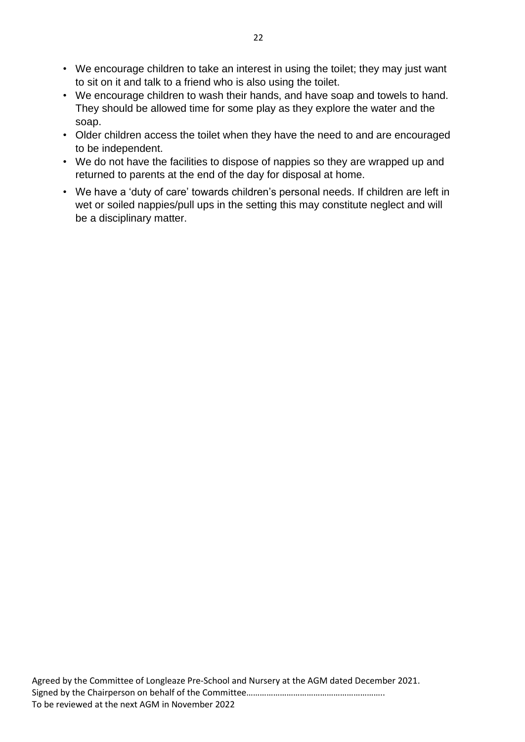- We encourage children to take an interest in using the toilet; they may just want to sit on it and talk to a friend who is also using the toilet.
- We encourage children to wash their hands, and have soap and towels to hand. They should be allowed time for some play as they explore the water and the soap.
- Older children access the toilet when they have the need to and are encouraged to be independent.
- We do not have the facilities to dispose of nappies so they are wrapped up and returned to parents at the end of the day for disposal at home.
- We have a 'duty of care' towards children's personal needs. If children are left in wet or soiled nappies/pull ups in the setting this may constitute neglect and will be a disciplinary matter.

Agreed by the Committee of Longleaze Pre-School and Nursery at the AGM dated December 2021.
Signed by the Chairperson on behalf of the Committee……………………………………………………..
To be reviewed at the next AGM in November 2022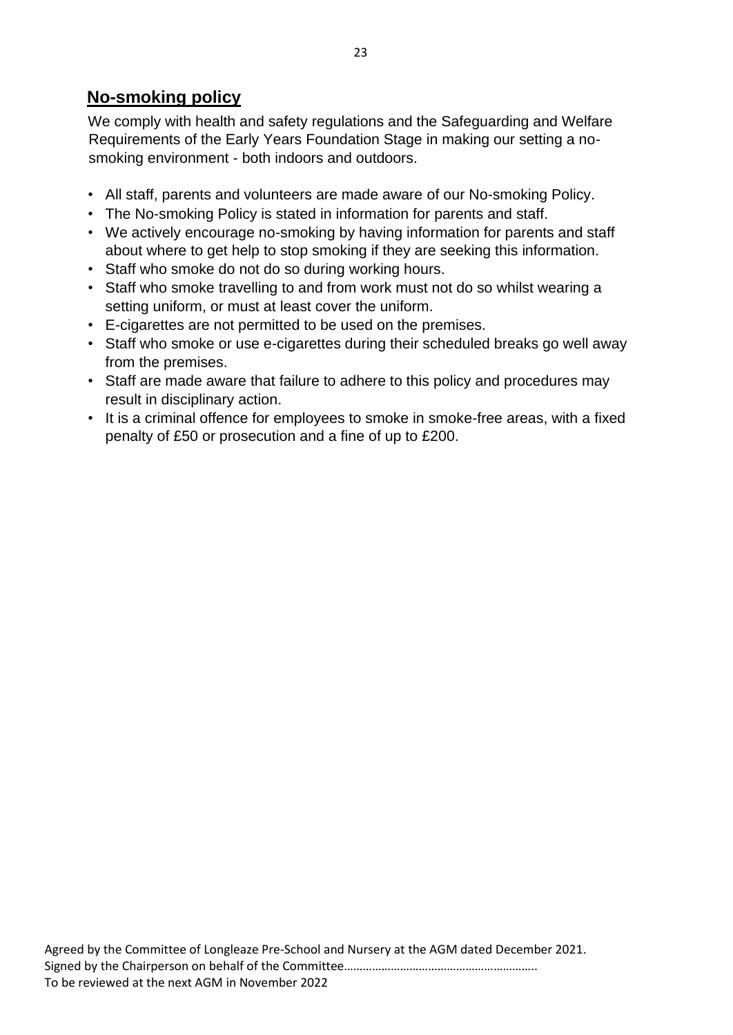## No-smoking policy

We comply with health and safety regulations and the Safeguarding and Welfare Requirements of the Early Years Foundation Stage in making our setting a no-smoking environment - both indoors and outdoors.

- All staff, parents and volunteers are made aware of our No-smoking Policy.
- The No-smoking Policy is stated in information for parents and staff.
- We actively encourage no-smoking by having information for parents and staff about where to get help to stop smoking if they are seeking this information.
- Staff who smoke do not do so during working hours.
- Staff who smoke travelling to and from work must not do so whilst wearing a setting uniform, or must at least cover the uniform.
- E-cigarettes are not permitted to be used on the premises.
- Staff who smoke or use e-cigarettes during their scheduled breaks go well away from the premises.
- Staff are made aware that failure to adhere to this policy and procedures may result in disciplinary action.
- It is a criminal offence for employees to smoke in smoke-free areas, with a fixed penalty of £50 or prosecution and a fine of up to £200.

Agreed by the Committee of Longleaze Pre-School and Nursery at the AGM dated December 2021.
Signed by the Chairperson on behalf of the Committee……………………………………………………..
To be reviewed at the next AGM in November 2022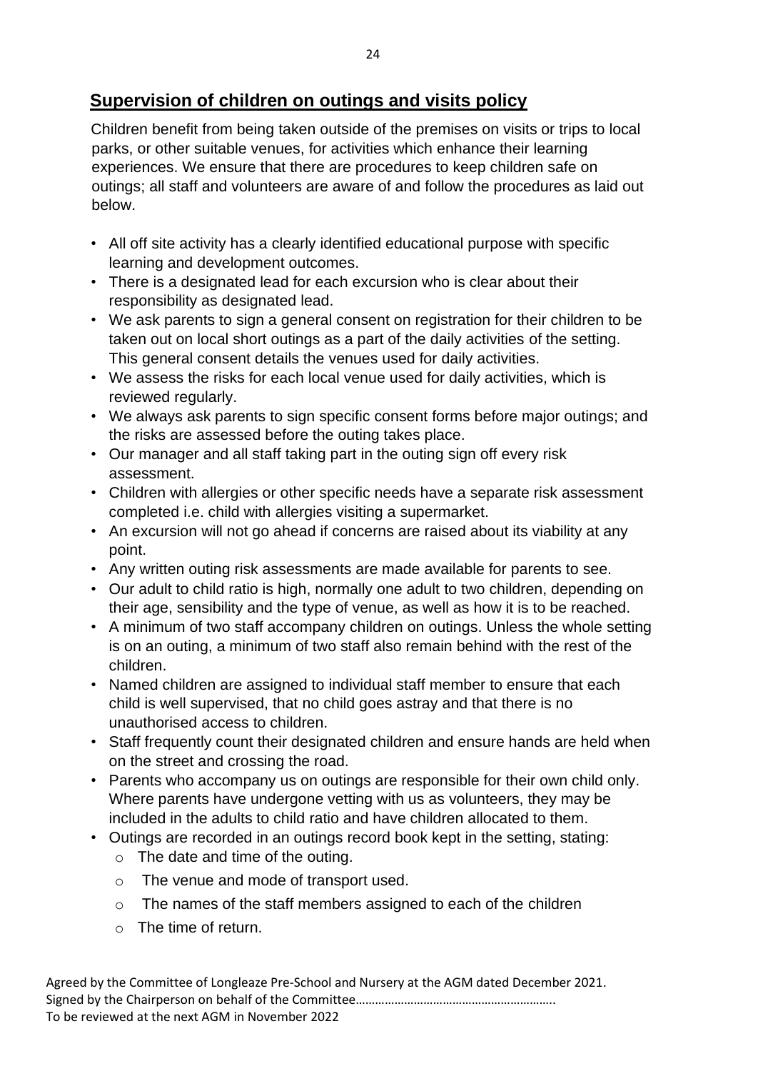## Supervision of children on outings and visits policy

Children benefit from being taken outside of the premises on visits or trips to local parks, or other suitable venues, for activities which enhance their learning experiences. We ensure that there are procedures to keep children safe on outings; all staff and volunteers are aware of and follow the procedures as laid out below.

- All off site activity has a clearly identified educational purpose with specific learning and development outcomes.
- There is a designated lead for each excursion who is clear about their responsibility as designated lead.
- We ask parents to sign a general consent on registration for their children to be taken out on local short outings as a part of the daily activities of the setting. This general consent details the venues used for daily activities.
- We assess the risks for each local venue used for daily activities, which is reviewed regularly.
- We always ask parents to sign specific consent forms before major outings; and the risks are assessed before the outing takes place.
- Our manager and all staff taking part in the outing sign off every risk assessment.
- Children with allergies or other specific needs have a separate risk assessment completed i.e. child with allergies visiting a supermarket.
- An excursion will not go ahead if concerns are raised about its viability at any point.
- Any written outing risk assessments are made available for parents to see.
- Our adult to child ratio is high, normally one adult to two children, depending on their age, sensibility and the type of venue, as well as how it is to be reached.
- A minimum of two staff accompany children on outings. Unless the whole setting is on an outing, a minimum of two staff also remain behind with the rest of the children.
- Named children are assigned to individual staff member to ensure that each child is well supervised, that no child goes astray and that there is no unauthorised access to children.
- Staff frequently count their designated children and ensure hands are held when on the street and crossing the road.
- Parents who accompany us on outings are responsible for their own child only. Where parents have undergone vetting with us as volunteers, they may be included in the adults to child ratio and have children allocated to them.
- Outings are recorded in an outings record book kept in the setting, stating:
  - The date and time of the outing.
  - The venue and mode of transport used.
  - The names of the staff members assigned to each of the children
  - The time of return.

Agreed by the Committee of Longleaze Pre-School and Nursery at the AGM dated December 2021.
Signed by the Chairperson on behalf of the Committee……………………………………………………..
To be reviewed at the next AGM in November 2022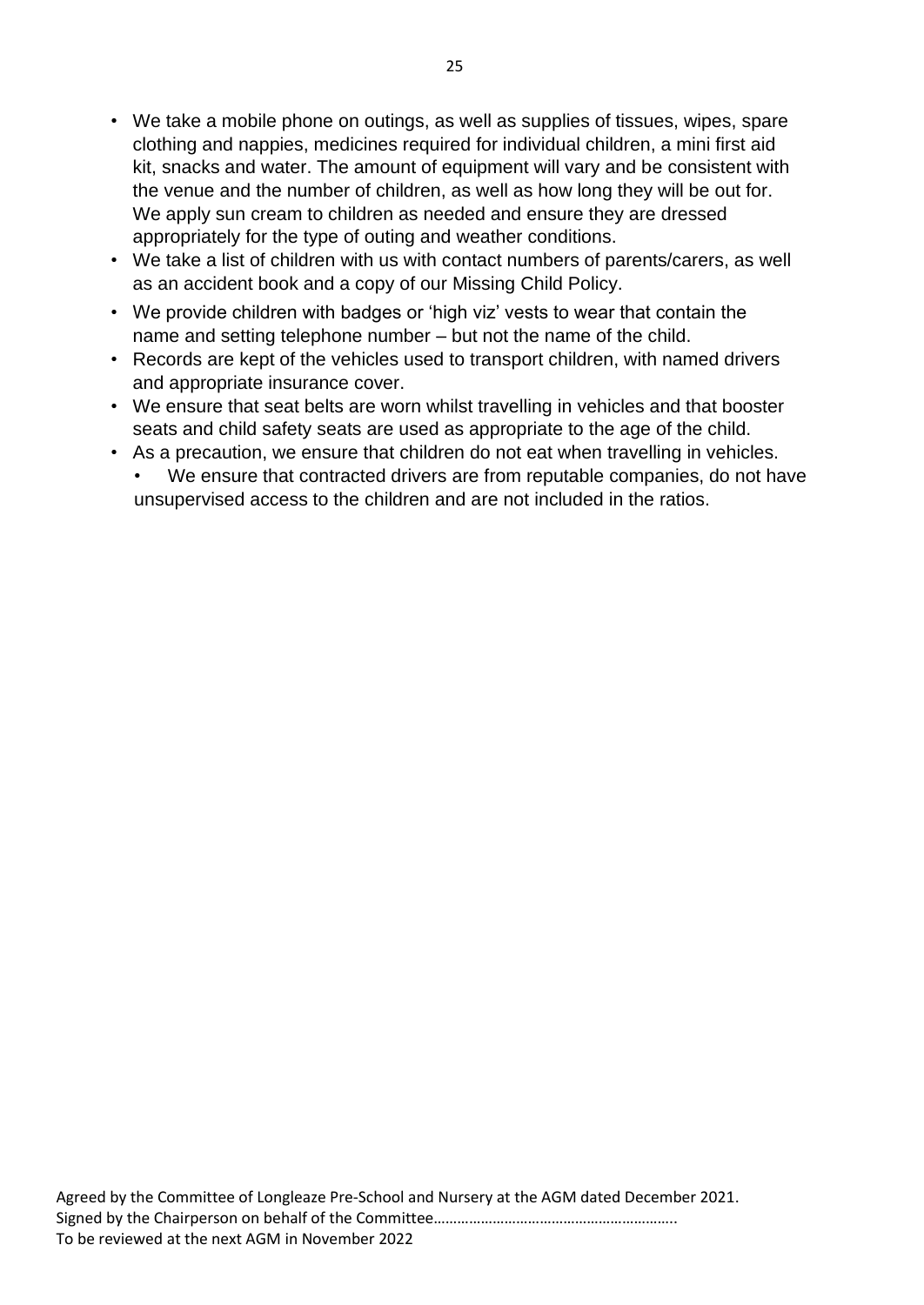- We take a mobile phone on outings, as well as supplies of tissues, wipes, spare clothing and nappies, medicines required for individual children, a mini first aid kit, snacks and water. The amount of equipment will vary and be consistent with the venue and the number of children, as well as how long they will be out for. We apply sun cream to children as needed and ensure they are dressed appropriately for the type of outing and weather conditions.
- We take a list of children with us with contact numbers of parents/carers, as well as an accident book and a copy of our Missing Child Policy.
- We provide children with badges or 'high viz' vests to wear that contain the name and setting telephone number – but not the name of the child.
- Records are kept of the vehicles used to transport children, with named drivers and appropriate insurance cover.
- We ensure that seat belts are worn whilst travelling in vehicles and that booster seats and child safety seats are used as appropriate to the age of the child.
- As a precaution, we ensure that children do not eat when travelling in vehicles.
- We ensure that contracted drivers are from reputable companies, do not have unsupervised access to the children and are not included in the ratios.

Agreed by the Committee of Longleaze Pre-School and Nursery at the AGM dated December 2021.
Signed by the Chairperson on behalf of the Committee……………………………………………………..
To be reviewed at the next AGM in November 2022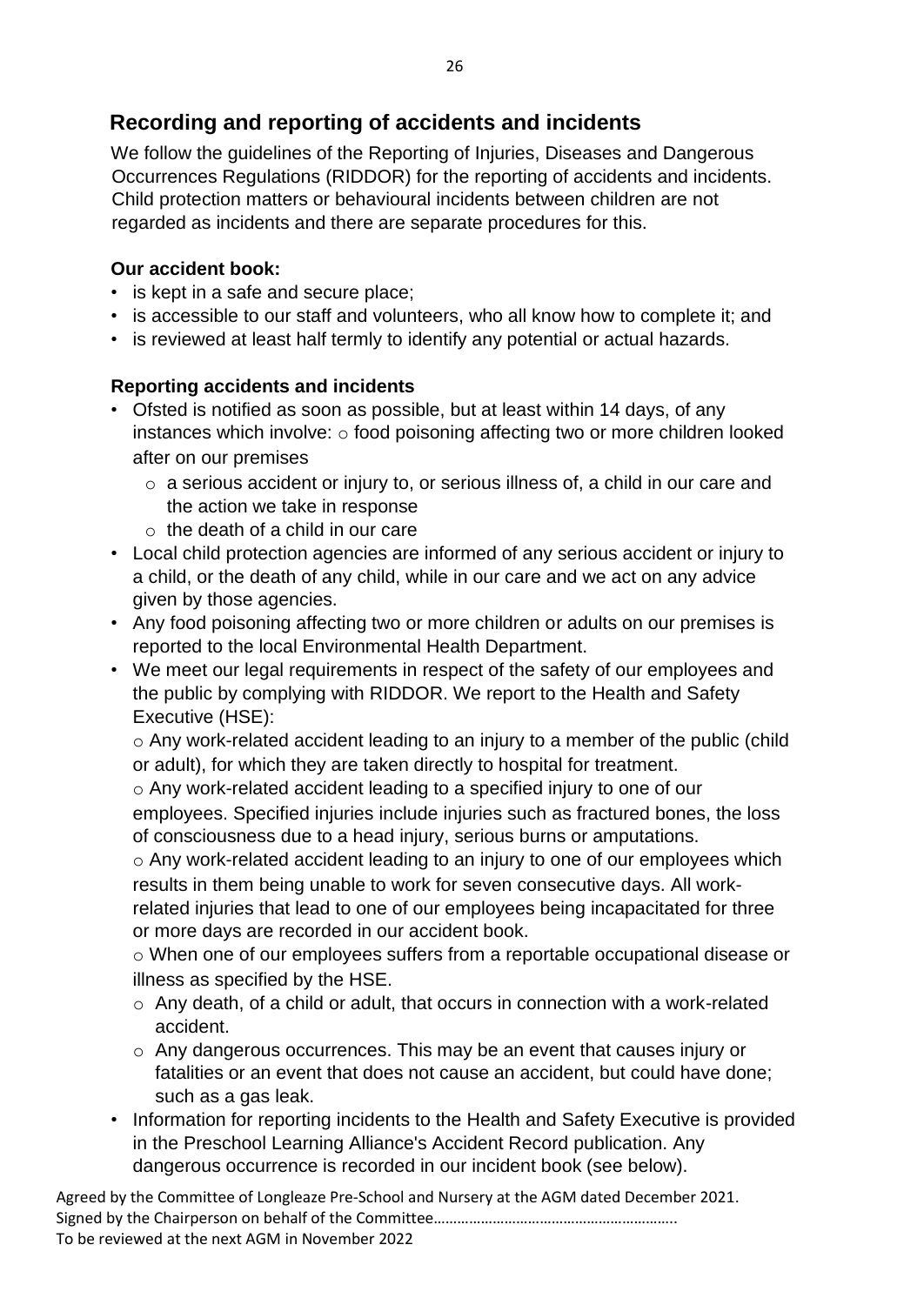## Recording and reporting of accidents and incidents

We follow the guidelines of the Reporting of Injuries, Diseases and Dangerous Occurrences Regulations (RIDDOR) for the reporting of accidents and incidents. Child protection matters or behavioural incidents between children are not regarded as incidents and there are separate procedures for this.

**Our accident book:**

- is kept in a safe and secure place;
- is accessible to our staff and volunteers, who all know how to complete it; and
- is reviewed at least half termly to identify any potential or actual hazards.

**Reporting accidents and incidents**

- Ofsted is notified as soon as possible, but at least within 14 days, of any instances which involve:
  - food poisoning affecting two or more children looked after on our premises
  - a serious accident or injury to, or serious illness of, a child in our care and the action we take in response
  - the death of a child in our care
- Local child protection agencies are informed of any serious accident or injury to a child, or the death of any child, while in our care and we act on any advice given by those agencies.
- Any food poisoning affecting two or more children or adults on our premises is reported to the local Environmental Health Department.
- We meet our legal requirements in respect of the safety of our employees and the public by complying with RIDDOR. We report to the Health and Safety Executive (HSE):
  - Any work-related accident leading to an injury to a member of the public (child or adult), for which they are taken directly to hospital for treatment.
  - Any work-related accident leading to a specified injury to one of our employees. Specified injuries include injuries such as fractured bones, the loss of consciousness due to a head injury, serious burns or amputations.
  - Any work-related accident leading to an injury to one of our employees which results in them being unable to work for seven consecutive days. All work-related injuries that lead to one of our employees being incapacitated for three or more days are recorded in our accident book.
  - When one of our employees suffers from a reportable occupational disease or illness as specified by the HSE.
  - Any death, of a child or adult, that occurs in connection with a work-related accident.
  - Any dangerous occurrences. This may be an event that causes injury or fatalities or an event that does not cause an accident, but could have done; such as a gas leak.
- Information for reporting incidents to the Health and Safety Executive is provided in the Preschool Learning Alliance's Accident Record publication. Any dangerous occurrence is recorded in our incident book (see below).

Agreed by the Committee of Longleaze Pre-School and Nursery at the AGM dated December 2021.
Signed by the Chairperson on behalf of the Committee……………………………………………………..
To be reviewed at the next AGM in November 2022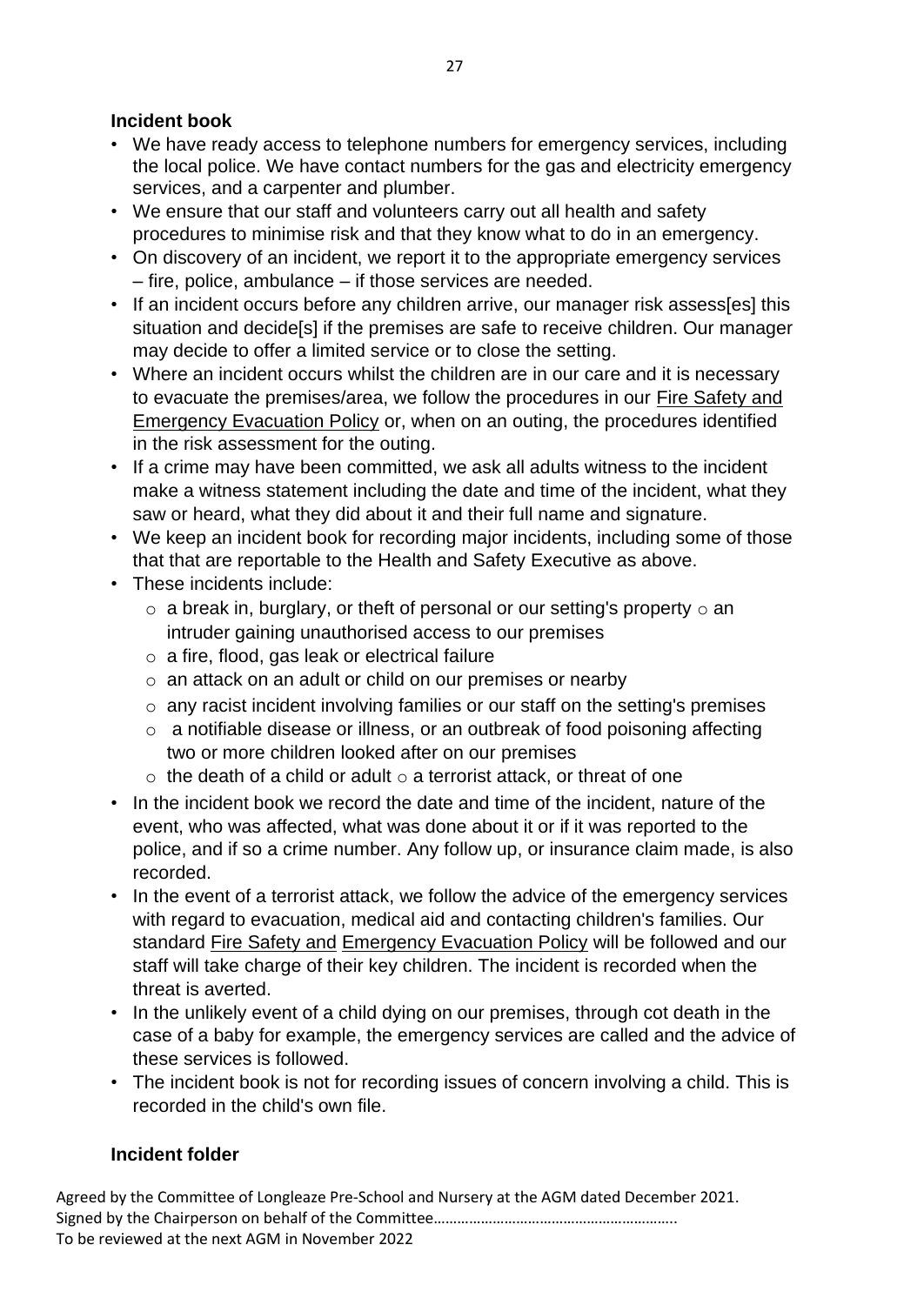### Incident book

- We have ready access to telephone numbers for emergency services, including the local police. We have contact numbers for the gas and electricity emergency services, and a carpenter and plumber.
- We ensure that our staff and volunteers carry out all health and safety procedures to minimise risk and that they know what to do in an emergency.
- On discovery of an incident, we report it to the appropriate emergency services – fire, police, ambulance – if those services are needed.
- If an incident occurs before any children arrive, our manager risk assess[es] this situation and decide[s] if the premises are safe to receive children. Our manager may decide to offer a limited service or to close the setting.
- Where an incident occurs whilst the children are in our care and it is necessary to evacuate the premises/area, we follow the procedures in our Fire Safety and Emergency Evacuation Policy or, when on an outing, the procedures identified in the risk assessment for the outing.
- If a crime may have been committed, we ask all adults witness to the incident make a witness statement including the date and time of the incident, what they saw or heard, what they did about it and their full name and signature.
- We keep an incident book for recording major incidents, including some of those that that are reportable to the Health and Safety Executive as above.
- These incidents include:
  - a break in, burglary, or theft of personal or our setting's property
  - an intruder gaining unauthorised access to our premises
  - a fire, flood, gas leak or electrical failure
  - an attack on an adult or child on our premises or nearby
  - any racist incident involving families or our staff on the setting's premises
  - a notifiable disease or illness, or an outbreak of food poisoning affecting two or more children looked after on our premises
  - the death of a child or adult
  - a terrorist attack, or threat of one
- In the incident book we record the date and time of the incident, nature of the event, who was affected, what was done about it or if it was reported to the police, and if so a crime number. Any follow up, or insurance claim made, is also recorded.
- In the event of a terrorist attack, we follow the advice of the emergency services with regard to evacuation, medical aid and contacting children's families. Our standard Fire Safety and Emergency Evacuation Policy will be followed and our staff will take charge of their key children. The incident is recorded when the threat is averted.
- In the unlikely event of a child dying on our premises, through cot death in the case of a baby for example, the emergency services are called and the advice of these services is followed.
- The incident book is not for recording issues of concern involving a child. This is recorded in the child's own file.

### Incident folder

Agreed by the Committee of Longleaze Pre-School and Nursery at the AGM dated December 2021.
Signed by the Chairperson on behalf of the Committee…………………………………………………..
To be reviewed at the next AGM in November 2022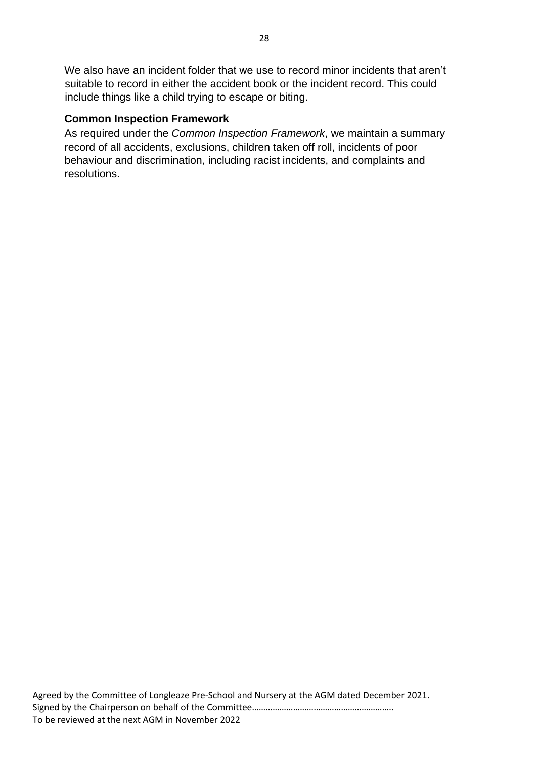We also have an incident folder that we use to record minor incidents that aren't suitable to record in either the accident book or the incident record. This could include things like a child trying to escape or biting.

**Common Inspection Framework**

As required under the *Common Inspection Framework*, we maintain a summary record of all accidents, exclusions, children taken off roll, incidents of poor behaviour and discrimination, including racist incidents, and complaints and resolutions.

Agreed by the Committee of Longleaze Pre-School and Nursery at the AGM dated December 2021.
Signed by the Chairperson on behalf of the Committee……………………………………………………..
To be reviewed at the next AGM in November 2022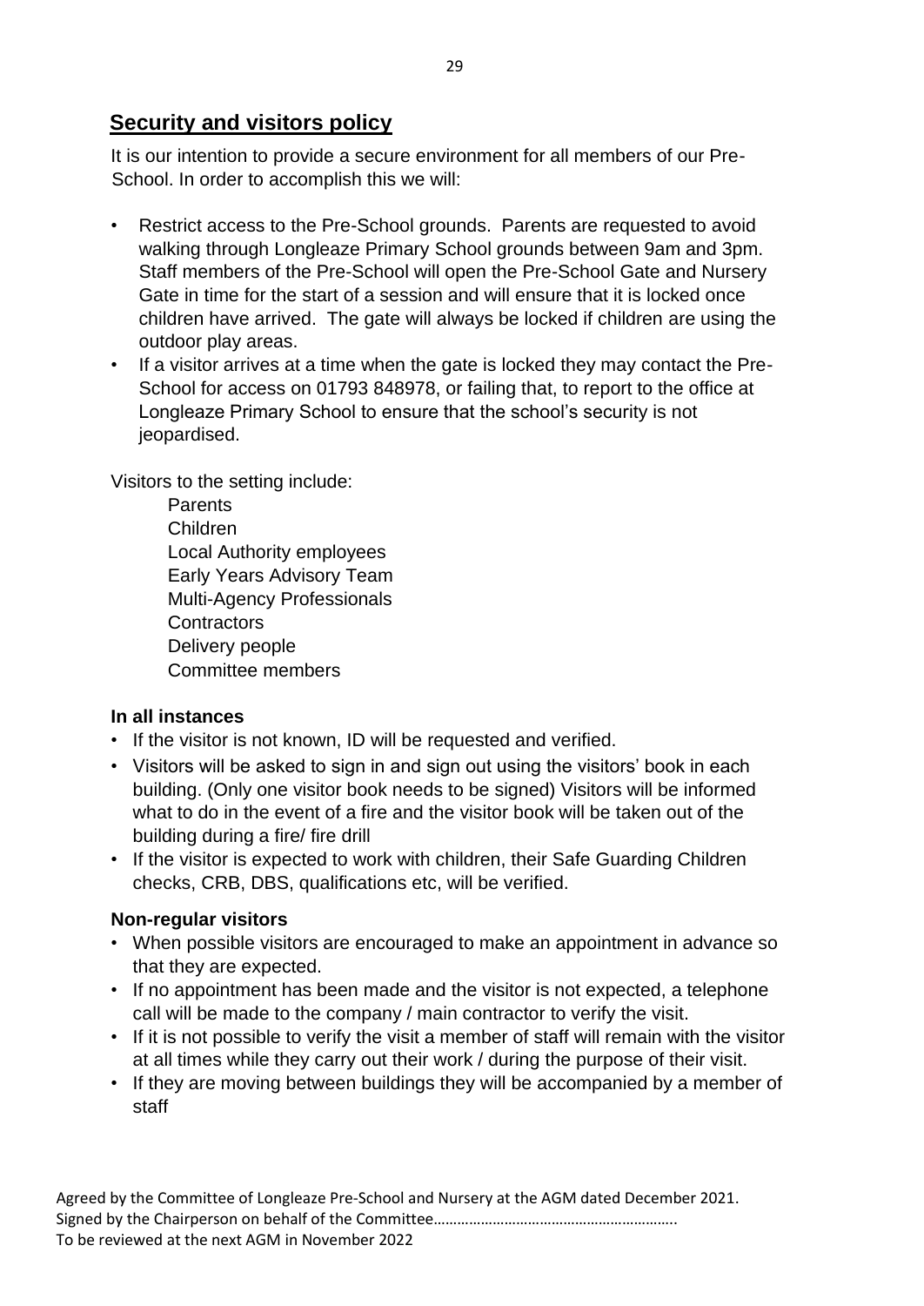## Security and visitors policy

It is our intention to provide a secure environment for all members of our Pre-School. In order to accomplish this we will:

- Restrict access to the Pre-School grounds. Parents are requested to avoid walking through Longleaze Primary School grounds between 9am and 3pm. Staff members of the Pre-School will open the Pre-School Gate and Nursery Gate in time for the start of a session and will ensure that it is locked once children have arrived. The gate will always be locked if children are using the outdoor play areas.
- If a visitor arrives at a time when the gate is locked they may contact the Pre-School for access on 01793 848978, or failing that, to report to the office at Longleaze Primary School to ensure that the school's security is not jeopardised.

Visitors to the setting include:

Parents
Children
Local Authority employees
Early Years Advisory Team
Multi-Agency Professionals
Contractors
Delivery people
Committee members

**In all instances**

- If the visitor is not known, ID will be requested and verified.
- Visitors will be asked to sign in and sign out using the visitors' book in each building. (Only one visitor book needs to be signed) Visitors will be informed what to do in the event of a fire and the visitor book will be taken out of the building during a fire/ fire drill
- If the visitor is expected to work with children, their Safe Guarding Children checks, CRB, DBS, qualifications etc, will be verified.

**Non-regular visitors**

- When possible visitors are encouraged to make an appointment in advance so that they are expected.
- If no appointment has been made and the visitor is not expected, a telephone call will be made to the company / main contractor to verify the visit.
- If it is not possible to verify the visit a member of staff will remain with the visitor at all times while they carry out their work / during the purpose of their visit.
- If they are moving between buildings they will be accompanied by a member of staff

Agreed by the Committee of Longleaze Pre-School and Nursery at the AGM dated December 2021.
Signed by the Chairperson on behalf of the Committee…………………………………………………..
To be reviewed at the next AGM in November 2022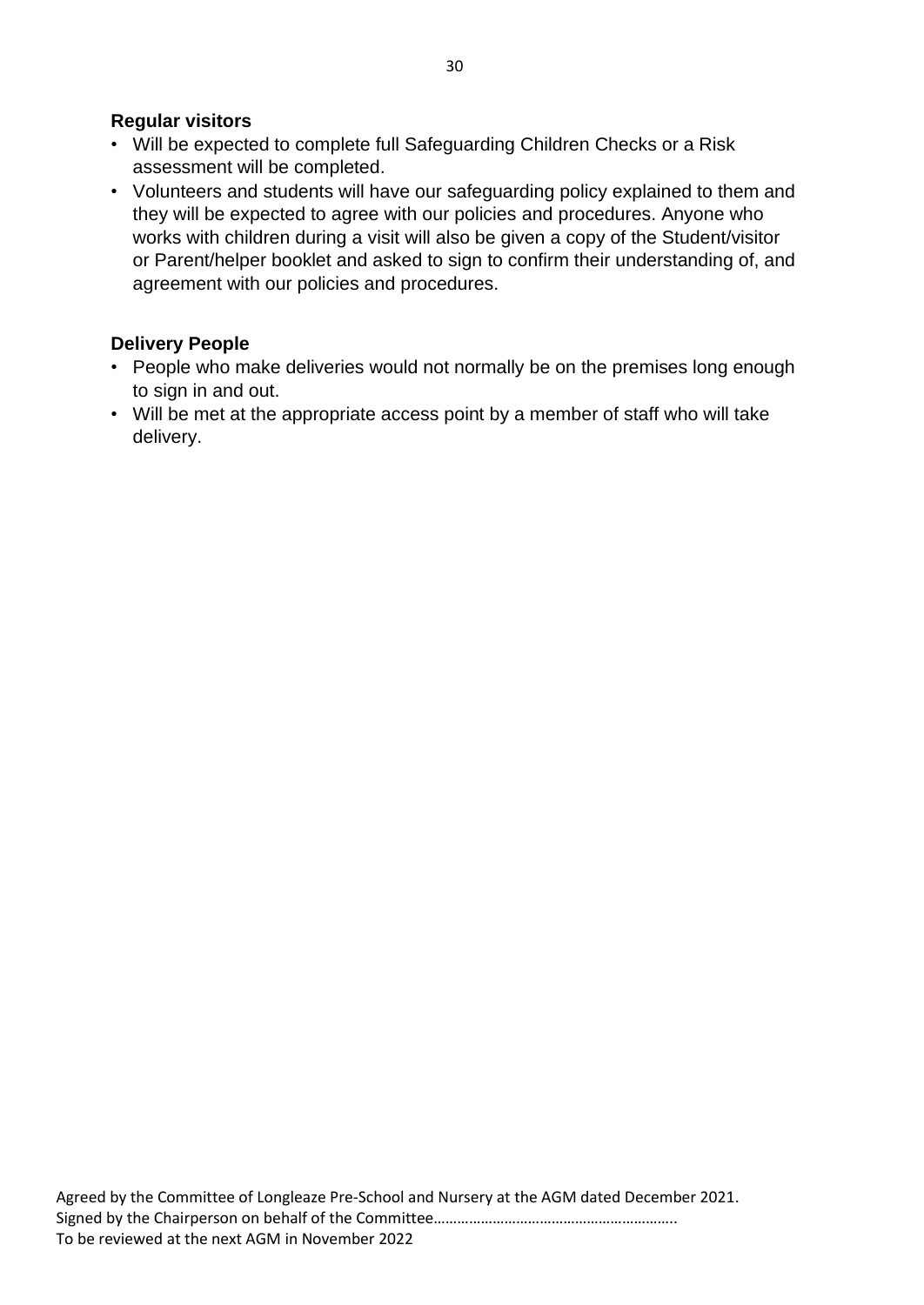**Regular visitors**

- Will be expected to complete full Safeguarding Children Checks or a Risk assessment will be completed.
- Volunteers and students will have our safeguarding policy explained to them and they will be expected to agree with our policies and procedures. Anyone who works with children during a visit will also be given a copy of the Student/visitor or Parent/helper booklet and asked to sign to confirm their understanding of, and agreement with our policies and procedures.

**Delivery People**

- People who make deliveries would not normally be on the premises long enough to sign in and out.
- Will be met at the appropriate access point by a member of staff who will take delivery.

Agreed by the Committee of Longleaze Pre-School and Nursery at the AGM dated December 2021.
Signed by the Chairperson on behalf of the Committee……………………………………………………..
To be reviewed at the next AGM in November 2022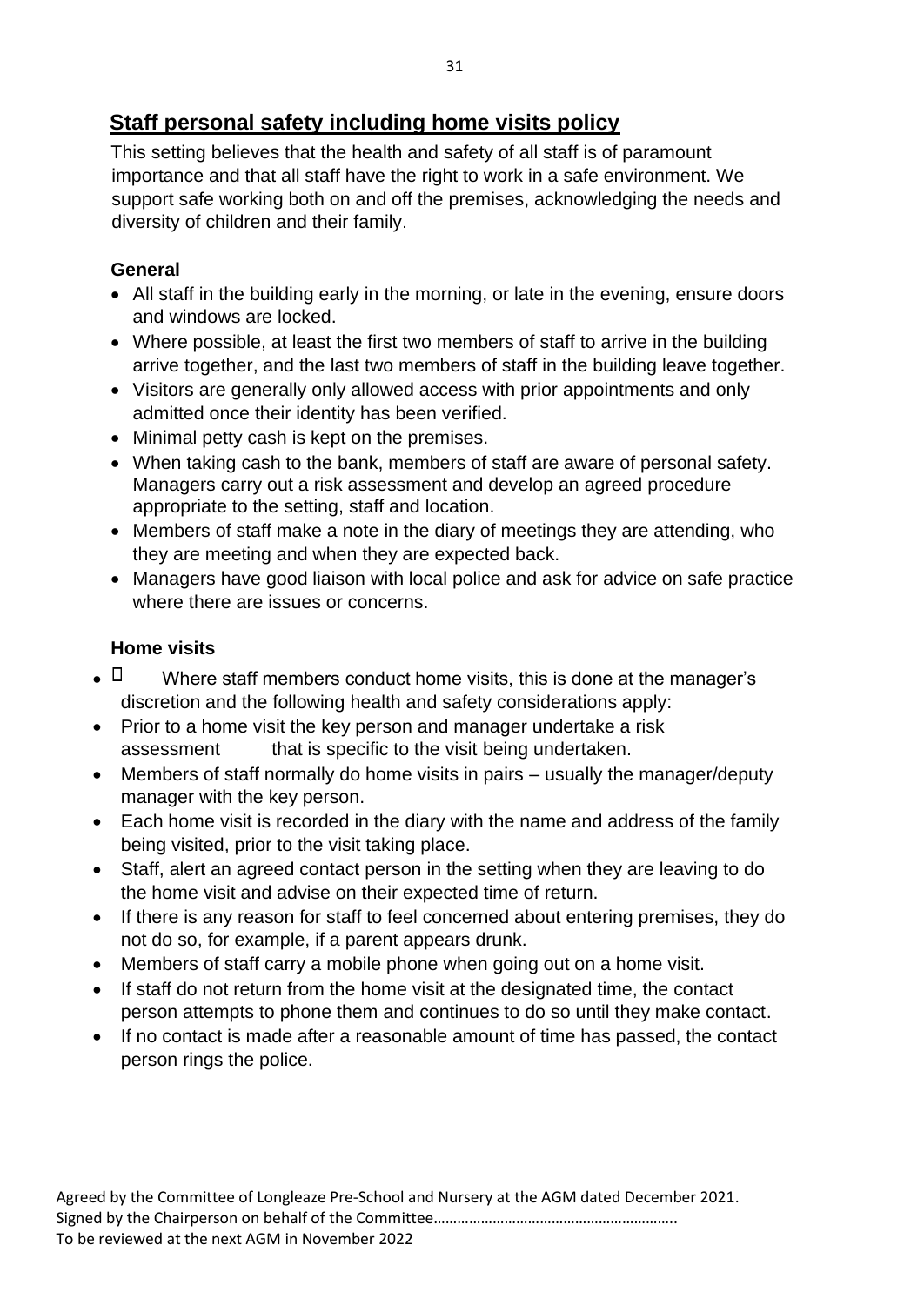## Staff personal safety including home visits policy

This setting believes that the health and safety of all staff is of paramount importance and that all staff have the right to work in a safe environment. We support safe working both on and off the premises, acknowledging the needs and diversity of children and their family.

### General

- All staff in the building early in the morning, or late in the evening, ensure doors and windows are locked.
- Where possible, at least the first two members of staff to arrive in the building arrive together, and the last two members of staff in the building leave together.
- Visitors are generally only allowed access with prior appointments and only admitted once their identity has been verified.
- Minimal petty cash is kept on the premises.
- When taking cash to the bank, members of staff are aware of personal safety. Managers carry out a risk assessment and develop an agreed procedure appropriate to the setting, staff and location.
- Members of staff make a note in the diary of meetings they are attending, who they are meeting and when they are expected back.
- Managers have good liaison with local police and ask for advice on safe practice where there are issues or concerns.

### Home visits

- Where staff members conduct home visits, this is done at the manager's discretion and the following health and safety considerations apply:
- Prior to a home visit the key person and manager undertake a risk assessment that is specific to the visit being undertaken.
- Members of staff normally do home visits in pairs – usually the manager/deputy manager with the key person.
- Each home visit is recorded in the diary with the name and address of the family being visited, prior to the visit taking place.
- Staff, alert an agreed contact person in the setting when they are leaving to do the home visit and advise on their expected time of return.
- If there is any reason for staff to feel concerned about entering premises, they do not do so, for example, if a parent appears drunk.
- Members of staff carry a mobile phone when going out on a home visit.
- If staff do not return from the home visit at the designated time, the contact person attempts to phone them and continues to do so until they make contact.
- If no contact is made after a reasonable amount of time has passed, the contact person rings the police.

Agreed by the Committee of Longleaze Pre-School and Nursery at the AGM dated December 2021.
Signed by the Chairperson on behalf of the Committee…………………………………………………..
To be reviewed at the next AGM in November 2022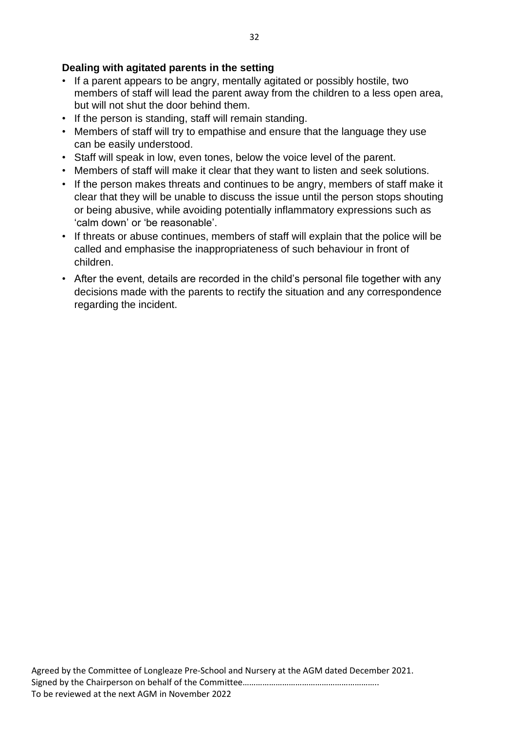**Dealing with agitated parents in the setting**

- If a parent appears to be angry, mentally agitated or possibly hostile, two members of staff will lead the parent away from the children to a less open area, but will not shut the door behind them.
- If the person is standing, staff will remain standing.
- Members of staff will try to empathise and ensure that the language they use can be easily understood.
- Staff will speak in low, even tones, below the voice level of the parent.
- Members of staff will make it clear that they want to listen and seek solutions.
- If the person makes threats and continues to be angry, members of staff make it clear that they will be unable to discuss the issue until the person stops shouting or being abusive, while avoiding potentially inflammatory expressions such as 'calm down' or 'be reasonable'.
- If threats or abuse continues, members of staff will explain that the police will be called and emphasise the inappropriateness of such behaviour in front of children.
- After the event, details are recorded in the child's personal file together with any decisions made with the parents to rectify the situation and any correspondence regarding the incident.

Agreed by the Committee of Longleaze Pre-School and Nursery at the AGM dated December 2021.
Signed by the Chairperson on behalf of the Committee……………………………………………………..
To be reviewed at the next AGM in November 2022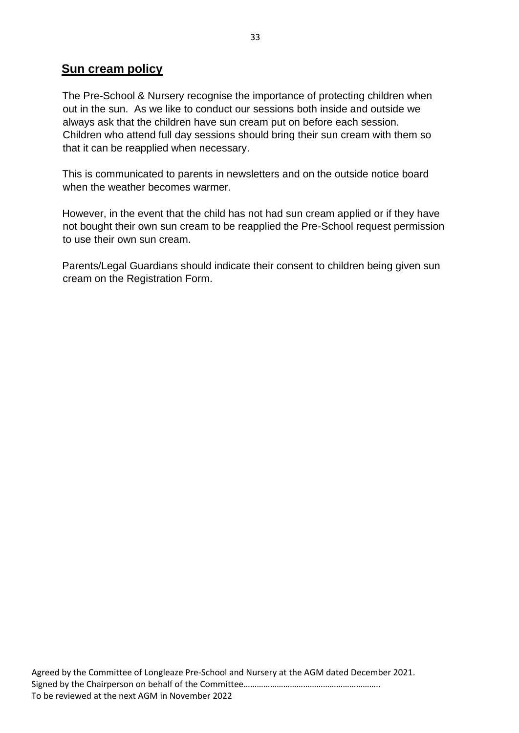## Sun cream policy

The Pre-School & Nursery recognise the importance of protecting children when out in the sun. As we like to conduct our sessions both inside and outside we always ask that the children have sun cream put on before each session. Children who attend full day sessions should bring their sun cream with them so that it can be reapplied when necessary.

This is communicated to parents in newsletters and on the outside notice board when the weather becomes warmer.

However, in the event that the child has not had sun cream applied or if they have not bought their own sun cream to be reapplied the Pre-School request permission to use their own sun cream.

Parents/Legal Guardians should indicate their consent to children being given sun cream on the Registration Form.

Agreed by the Committee of Longleaze Pre-School and Nursery at the AGM dated December 2021.
Signed by the Chairperson on behalf of the Committee……………………………………………………..
To be reviewed at the next AGM in November 2022